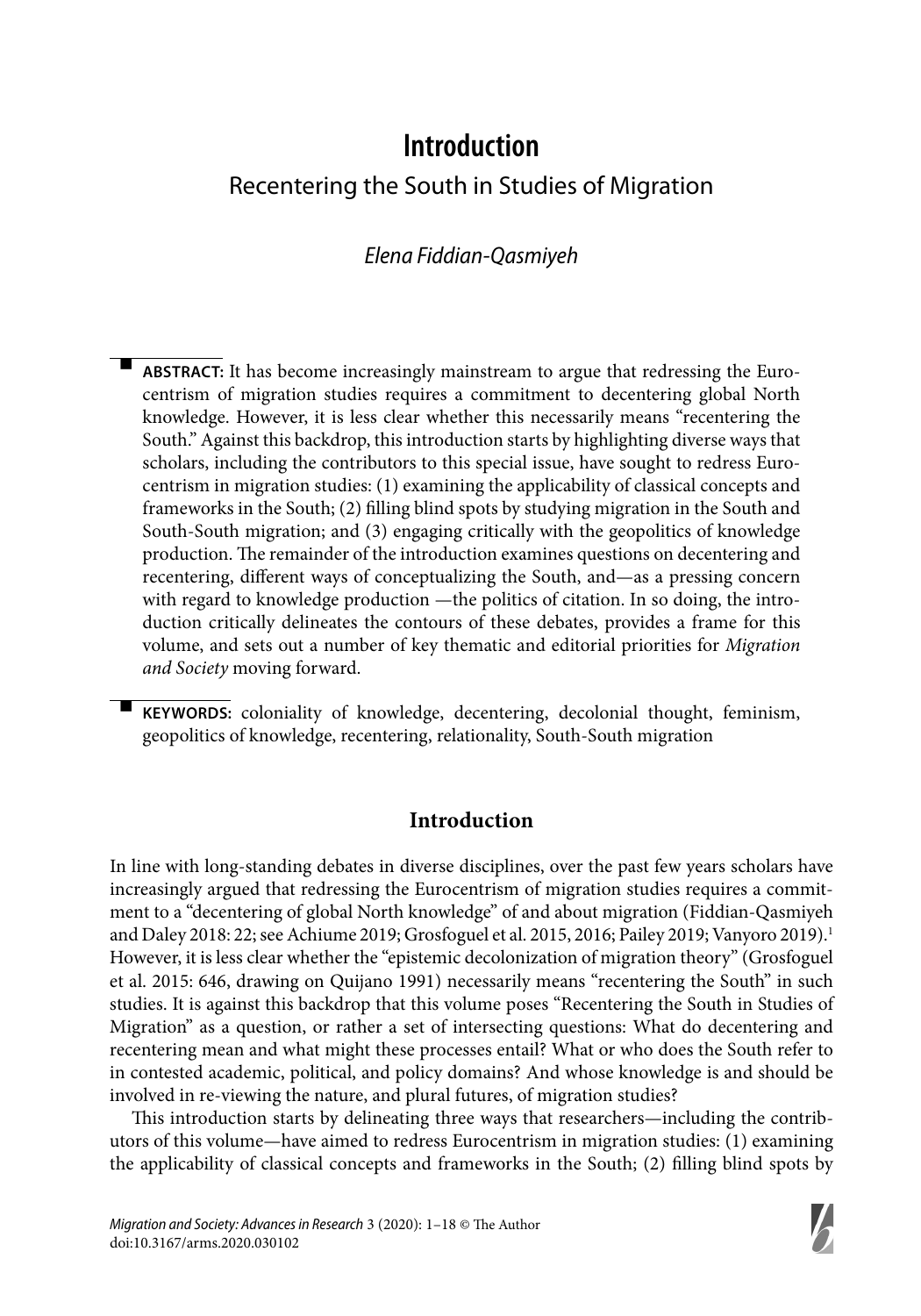# Introduction

## Recentering the South in Studies of Migration

*Elena Fiddian-Qasmiyeh*

**ABSTRACT:** It has become increasingly mainstream to argue that redressing the Eurocentrism of migration studies requires a commitment to decentering global North knowledge. However, it is less clear whether this necessarily means "recentering the South." Against this backdrop, this introduction starts by highlighting diverse ways that scholars, including the contributors to this special issue, have sought to redress Eurocentrism in migration studies: (1) examining the applicability of classical concepts and frameworks in the South; (2) filling blind spots by studying migration in the South and South-South migration; and (3) engaging critically with the geopolitics of knowledge production. The remainder of the introduction examines questions on decentering and recentering, different ways of conceptualizing the South, and—as a pressing concern with regard to knowledge production —the politics of citation. In so doing, the introduction critically delineates the contours of these debates, provides a frame for this volume, and sets out a number of key thematic and editorial priorities for *Migration and Society* moving forward.

**KEYWORDS:** coloniality of knowledge, decentering, decolonial thought, feminism, geopolitics of knowledge, recentering, relationality, South-South migration

## Introduction

In line with long-standing debates in diverse disciplines, over the past few years scholars have increasingly argued that redressing the Eurocentrism of migration studies requires a commitment to a "decentering of global North knowledge" of and about migration (Fiddian-Qasmiyeh and Daley 2018: 22; see Achiume 2019; Grosfoguel et al. 2015, 2016; Pailey 2019; Vanyoro 2019).[1] However, it is less clear whether the "epistemic decolonization of migration theory" (Grosfoguel et al. 2015: 646, drawing on Quijano 1991) necessarily means "recentering the South" in such studies. It is against this backdrop that this volume poses "Recentering the South in Studies of Migration" as a question, or rather a set of intersecting questions: What do decentering and recentering mean and what might these processes entail? What or who does the South refer to in contested academic, political, and policy domains? And whose knowledge is and should be involved in re-viewing the nature, and plural futures, of migration studies?

This introduction starts by delineating three ways that researchers—including the contributors of this volume—have aimed to redress Eurocentrism in migration studies: (1) examining the applicability of classical concepts and frameworks in the South; (2) filling blind spots by

*Migration and Society: Advances in Research* 3 (2020): 1–18 © The Author
doi:10.3167/arms.2020.030102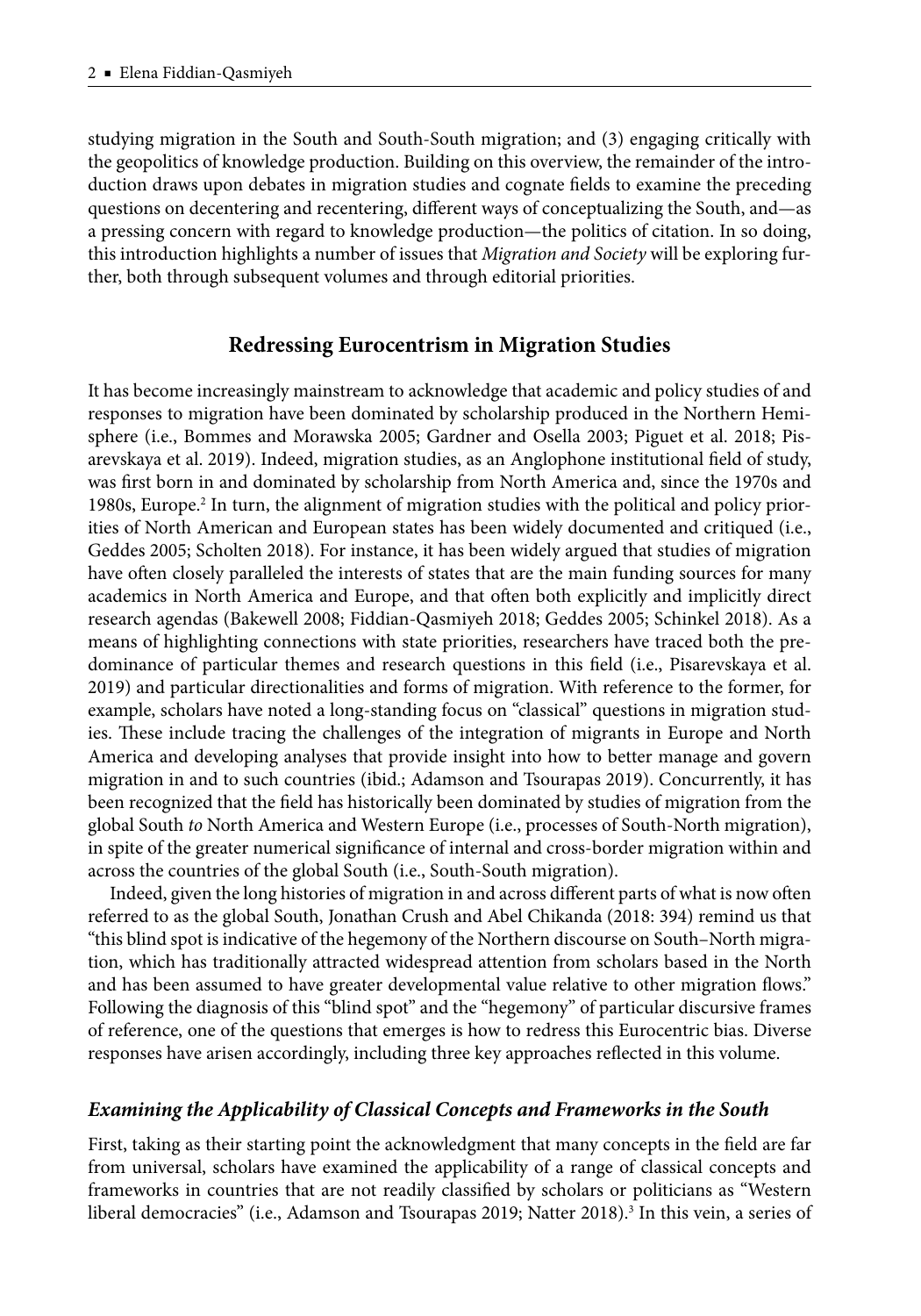studying migration in the South and South-South migration; and (3) engaging critically with the geopolitics of knowledge production. Building on this overview, the remainder of the introduction draws upon debates in migration studies and cognate fields to examine the preceding questions on decentering and recentering, different ways of conceptualizing the South, and—as a pressing concern with regard to knowledge production—the politics of citation. In so doing, this introduction highlights a number of issues that *Migration and Society* will be exploring further, both through subsequent volumes and through editorial priorities.

## Redressing Eurocentrism in Migration Studies

It has become increasingly mainstream to acknowledge that academic and policy studies of and responses to migration have been dominated by scholarship produced in the Northern Hemisphere (i.e., Bommes and Morawska 2005; Gardner and Osella 2003; Piguet et al. 2018; Pisarevskaya et al. 2019). Indeed, migration studies, as an Anglophone institutional field of study, was first born in and dominated by scholarship from North America and, since the 1970s and 1980s, Europe.[2] In turn, the alignment of migration studies with the political and policy priorities of North American and European states has been widely documented and critiqued (i.e., Geddes 2005; Scholten 2018). For instance, it has been widely argued that studies of migration have often closely paralleled the interests of states that are the main funding sources for many academics in North America and Europe, and that often both explicitly and implicitly direct research agendas (Bakewell 2008; Fiddian-Qasmiyeh 2018; Geddes 2005; Schinkel 2018). As a means of highlighting connections with state priorities, researchers have traced both the predominance of particular themes and research questions in this field (i.e., Pisarevskaya et al. 2019) and particular directionalities and forms of migration. With reference to the former, for example, scholars have noted a long-standing focus on "classical" questions in migration studies. These include tracing the challenges of the integration of migrants in Europe and North America and developing analyses that provide insight into how to better manage and govern migration in and to such countries (ibid.; Adamson and Tsourapas 2019). Concurrently, it has been recognized that the field has historically been dominated by studies of migration from the global South *to* North America and Western Europe (i.e., processes of South-North migration), in spite of the greater numerical significance of internal and cross-border migration within and across the countries of the global South (i.e., South-South migration).

Indeed, given the long histories of migration in and across different parts of what is now often referred to as the global South, Jonathan Crush and Abel Chikanda (2018: 394) remind us that "this blind spot is indicative of the hegemony of the Northern discourse on South–North migration, which has traditionally attracted widespread attention from scholars based in the North and has been assumed to have greater developmental value relative to other migration flows." Following the diagnosis of this "blind spot" and the "hegemony" of particular discursive frames of reference, one of the questions that emerges is how to redress this Eurocentric bias. Diverse responses have arisen accordingly, including three key approaches reflected in this volume.

### *Examining the Applicability of Classical Concepts and Frameworks in the South*

First, taking as their starting point the acknowledgment that many concepts in the field are far from universal, scholars have examined the applicability of a range of classical concepts and frameworks in countries that are not readily classified by scholars or politicians as "Western liberal democracies" (i.e., Adamson and Tsourapas 2019; Natter 2018).[3] In this vein, a series of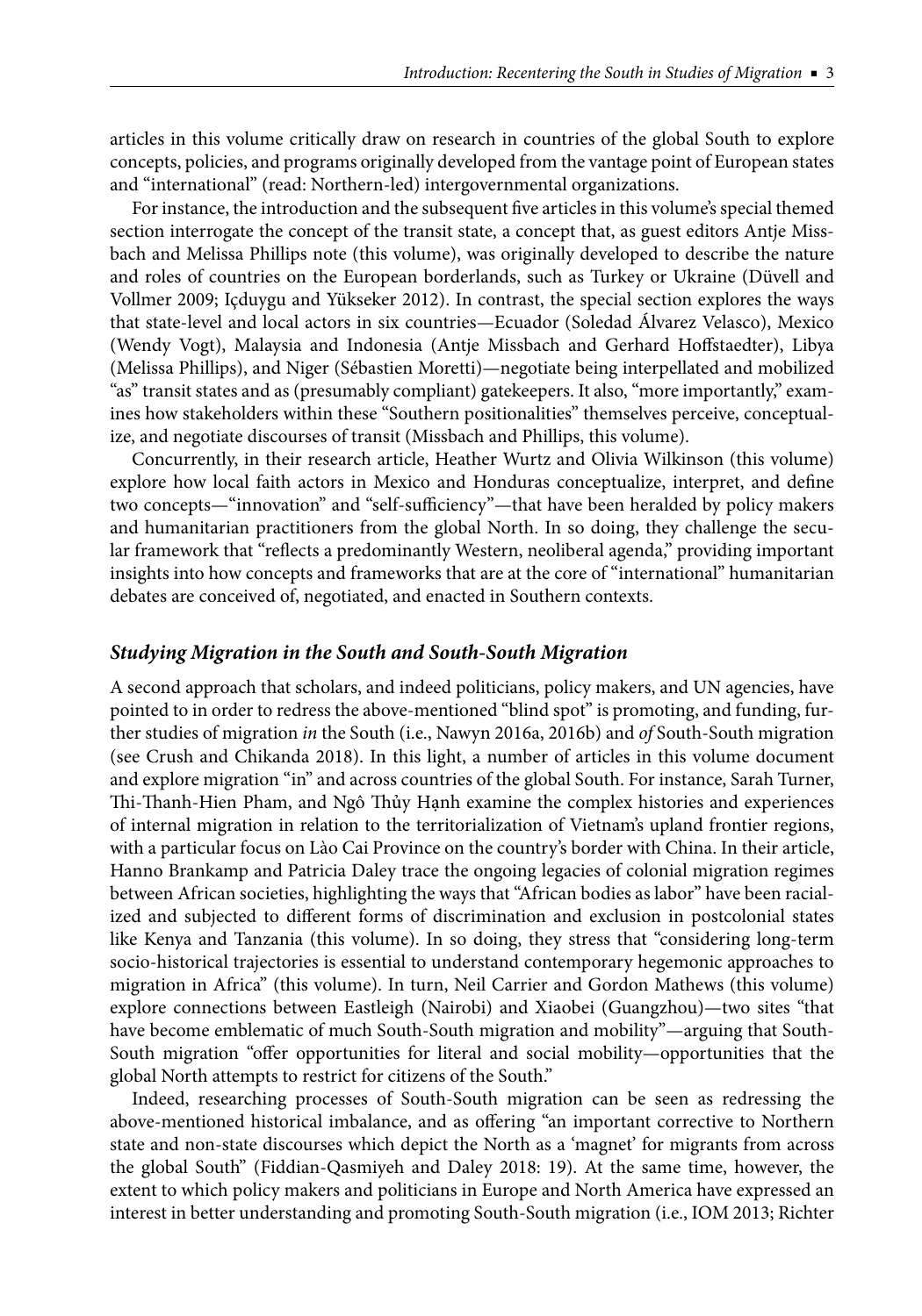articles in this volume critically draw on research in countries of the global South to explore concepts, policies, and programs originally developed from the vantage point of European states and "international" (read: Northern-led) intergovernmental organizations.

For instance, the introduction and the subsequent five articles in this volume's special themed section interrogate the concept of the transit state, a concept that, as guest editors Antje Missbach and Melissa Phillips note (this volume), was originally developed to describe the nature and roles of countries on the European borderlands, such as Turkey or Ukraine (Düvell and Vollmer 2009; Içduygu and Yükseker 2012). In contrast, the special section explores the ways that state-level and local actors in six countries—Ecuador (Soledad Álvarez Velasco), Mexico (Wendy Vogt), Malaysia and Indonesia (Antje Missbach and Gerhard Hoffstaedter), Libya (Melissa Phillips), and Niger (Sébastien Moretti)—negotiate being interpellated and mobilized "as" transit states and as (presumably compliant) gatekeepers. It also, "more importantly," examines how stakeholders within these "Southern positionalities" themselves perceive, conceptualize, and negotiate discourses of transit (Missbach and Phillips, this volume).

Concurrently, in their research article, Heather Wurtz and Olivia Wilkinson (this volume) explore how local faith actors in Mexico and Honduras conceptualize, interpret, and define two concepts—"innovation" and "self-sufficiency"—that have been heralded by policy makers and humanitarian practitioners from the global North. In so doing, they challenge the secular framework that "reflects a predominantly Western, neoliberal agenda," providing important insights into how concepts and frameworks that are at the core of "international" humanitarian debates are conceived of, negotiated, and enacted in Southern contexts.

## *Studying Migration in the South and South-South Migration*

A second approach that scholars, and indeed politicians, policy makers, and UN agencies, have pointed to in order to redress the above-mentioned "blind spot" is promoting, and funding, further studies of migration *in* the South (i.e., Nawyn 2016a, 2016b) and *of* South-South migration (see Crush and Chikanda 2018). In this light, a number of articles in this volume document and explore migration "in" and across countries of the global South. For instance, Sarah Turner, Thi-Thanh-Hien Pham, and Ngô Thủy Hạnh examine the complex histories and experiences of internal migration in relation to the territorialization of Vietnam's upland frontier regions, with a particular focus on Lào Cai Province on the country's border with China. In their article, Hanno Brankamp and Patricia Daley trace the ongoing legacies of colonial migration regimes between African societies, highlighting the ways that "African bodies as labor" have been racialized and subjected to different forms of discrimination and exclusion in postcolonial states like Kenya and Tanzania (this volume). In so doing, they stress that "considering long-term socio-historical trajectories is essential to understand contemporary hegemonic approaches to migration in Africa" (this volume). In turn, Neil Carrier and Gordon Mathews (this volume) explore connections between Eastleigh (Nairobi) and Xiaobei (Guangzhou)—two sites "that have become emblematic of much South-South migration and mobility"—arguing that South-South migration "offer opportunities for literal and social mobility—opportunities that the global North attempts to restrict for citizens of the South."

Indeed, researching processes of South-South migration can be seen as redressing the above-mentioned historical imbalance, and as offering "an important corrective to Northern state and non-state discourses which depict the North as a 'magnet' for migrants from across the global South" (Fiddian-Qasmiyeh and Daley 2018: 19). At the same time, however, the extent to which policy makers and politicians in Europe and North America have expressed an interest in better understanding and promoting South-South migration (i.e., IOM 2013; Richter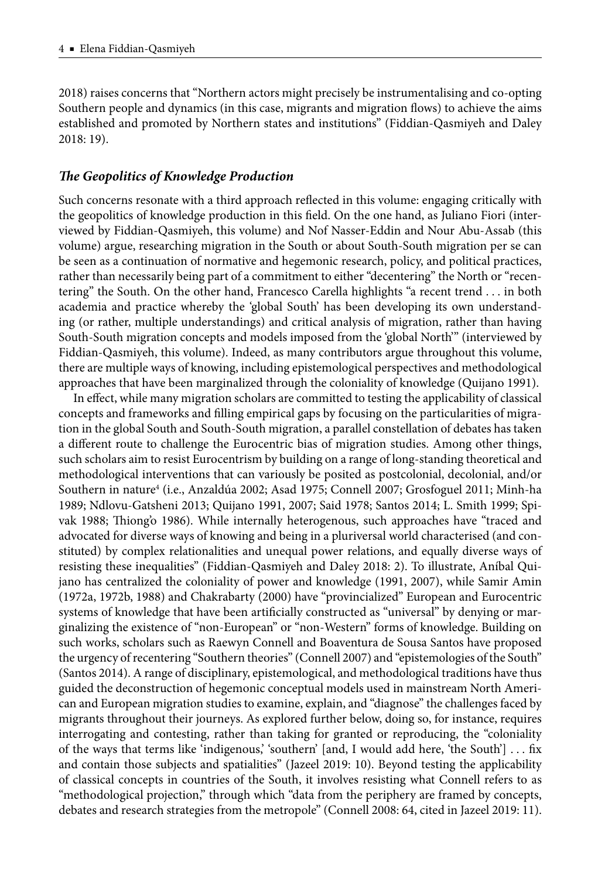2018) raises concerns that "Northern actors might precisely be instrumentalising and co-opting Southern people and dynamics (in this case, migrants and migration flows) to achieve the aims established and promoted by Northern states and institutions" (Fiddian-Qasmiyeh and Daley 2018: 19).

### *The Geopolitics of Knowledge Production*

Such concerns resonate with a third approach reflected in this volume: engaging critically with the geopolitics of knowledge production in this field. On the one hand, as Juliano Fiori (interviewed by Fiddian-Qasmiyeh, this volume) and Nof Nasser-Eddin and Nour Abu-Assab (this volume) argue, researching migration in the South or about South-South migration per se can be seen as a continuation of normative and hegemonic research, policy, and political practices, rather than necessarily being part of a commitment to either "decentering" the North or "recentering" the South. On the other hand, Francesco Carella highlights "a recent trend . . . in both academia and practice whereby the 'global South' has been developing its own understanding (or rather, multiple understandings) and critical analysis of migration, rather than having South-South migration concepts and models imposed from the 'global North'" (interviewed by Fiddian-Qasmiyeh, this volume). Indeed, as many contributors argue throughout this volume, there are multiple ways of knowing, including epistemological perspectives and methodological approaches that have been marginalized through the coloniality of knowledge (Quijano 1991).

In effect, while many migration scholars are committed to testing the applicability of classical concepts and frameworks and filling empirical gaps by focusing on the particularities of migration in the global South and South-South migration, a parallel constellation of debates has taken a different route to challenge the Eurocentric bias of migration studies. Among other things, such scholars aim to resist Eurocentrism by building on a range of long-standing theoretical and methodological interventions that can variously be posited as postcolonial, decolonial, and/or Southern in nature[4] (i.e., Anzaldúa 2002; Asad 1975; Connell 2007; Grosfoguel 2011; Minh-ha 1989; Ndlovu-Gatsheni 2013; Quijano 1991, 2007; Said 1978; Santos 2014; L. Smith 1999; Spivak 1988; Thiong'o 1986). While internally heterogenous, such approaches have "traced and advocated for diverse ways of knowing and being in a pluriversal world characterised (and constituted) by complex relationalities and unequal power relations, and equally diverse ways of resisting these inequalities" (Fiddian-Qasmiyeh and Daley 2018: 2). To illustrate, Aníbal Quijano has centralized the coloniality of power and knowledge (1991, 2007), while Samir Amin (1972a, 1972b, 1988) and Chakrabarty (2000) have "provincialized" European and Eurocentric systems of knowledge that have been artificially constructed as "universal" by denying or marginalizing the existence of "non-European" or "non-Western" forms of knowledge. Building on such works, scholars such as Raewyn Connell and Boaventura de Sousa Santos have proposed the urgency of recentering "Southern theories" (Connell 2007) and "epistemologies of the South" (Santos 2014). A range of disciplinary, epistemological, and methodological traditions have thus guided the deconstruction of hegemonic conceptual models used in mainstream North American and European migration studies to examine, explain, and "diagnose" the challenges faced by migrants throughout their journeys. As explored further below, doing so, for instance, requires interrogating and contesting, rather than taking for granted or reproducing, the "coloniality of the ways that terms like 'indigenous,' 'southern' [and, I would add here, 'the South'] . . . fix and contain those subjects and spatialities" (Jazeel 2019: 10). Beyond testing the applicability of classical concepts in countries of the South, it involves resisting what Connell refers to as "methodological projection," through which "data from the periphery are framed by concepts, debates and research strategies from the metropole" (Connell 2008: 64, cited in Jazeel 2019: 11).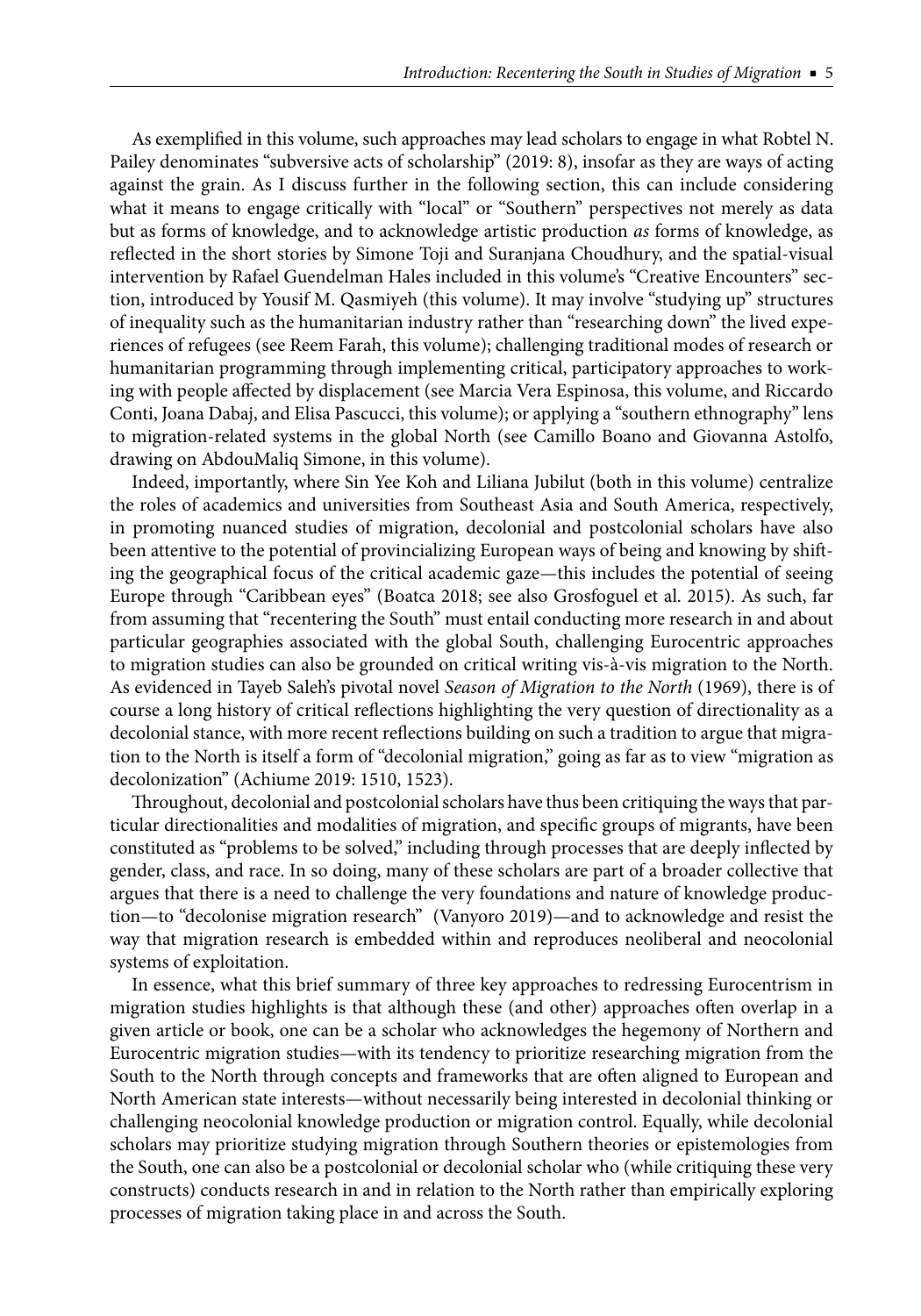As exemplified in this volume, such approaches may lead scholars to engage in what Robtel N. Pailey denominates "subversive acts of scholarship" (2019: 8), insofar as they are ways of acting against the grain. As I discuss further in the following section, this can include considering what it means to engage critically with "local" or "Southern" perspectives not merely as data but as forms of knowledge, and to acknowledge artistic production *as* forms of knowledge, as reflected in the short stories by Simone Toji and Suranjana Choudhury, and the spatial-visual intervention by Rafael Guendelman Hales included in this volume's "Creative Encounters" section, introduced by Yousif M. Qasmiyeh (this volume). It may involve "studying up" structures of inequality such as the humanitarian industry rather than "researching down" the lived experiences of refugees (see Reem Farah, this volume); challenging traditional modes of research or humanitarian programming through implementing critical, participatory approaches to working with people affected by displacement (see Marcia Vera Espinosa, this volume, and Riccardo Conti, Joana Dabaj, and Elisa Pascucci, this volume); or applying a "southern ethnography" lens to migration-related systems in the global North (see Camillo Boano and Giovanna Astolfo, drawing on AbdouMaliq Simone, in this volume).

Indeed, importantly, where Sin Yee Koh and Liliana Jubilut (both in this volume) centralize the roles of academics and universities from Southeast Asia and South America, respectively, in promoting nuanced studies of migration, decolonial and postcolonial scholars have also been attentive to the potential of provincializing European ways of being and knowing by shifting the geographical focus of the critical academic gaze—this includes the potential of seeing Europe through "Caribbean eyes" (Boatca 2018; see also Grosfoguel et al. 2015). As such, far from assuming that "recentering the South" must entail conducting more research in and about particular geographies associated with the global South, challenging Eurocentric approaches to migration studies can also be grounded on critical writing vis-à-vis migration to the North. As evidenced in Tayeb Saleh's pivotal novel *Season of Migration to the North* (1969), there is of course a long history of critical reflections highlighting the very question of directionality as a decolonial stance, with more recent reflections building on such a tradition to argue that migration to the North is itself a form of "decolonial migration," going as far as to view "migration as decolonization" (Achiume 2019: 1510, 1523).

Throughout, decolonial and postcolonial scholars have thus been critiquing the ways that particular directionalities and modalities of migration, and specific groups of migrants, have been constituted as "problems to be solved," including through processes that are deeply inflected by gender, class, and race. In so doing, many of these scholars are part of a broader collective that argues that there is a need to challenge the very foundations and nature of knowledge production—to "decolonise migration research" (Vanyoro 2019)—and to acknowledge and resist the way that migration research is embedded within and reproduces neoliberal and neocolonial systems of exploitation.

In essence, what this brief summary of three key approaches to redressing Eurocentrism in migration studies highlights is that although these (and other) approaches often overlap in a given article or book, one can be a scholar who acknowledges the hegemony of Northern and Eurocentric migration studies—with its tendency to prioritize researching migration from the South to the North through concepts and frameworks that are often aligned to European and North American state interests—without necessarily being interested in decolonial thinking or challenging neocolonial knowledge production or migration control. Equally, while decolonial scholars may prioritize studying migration through Southern theories or epistemologies from the South, one can also be a postcolonial or decolonial scholar who (while critiquing these very constructs) conducts research in and in relation to the North rather than empirically exploring processes of migration taking place in and across the South.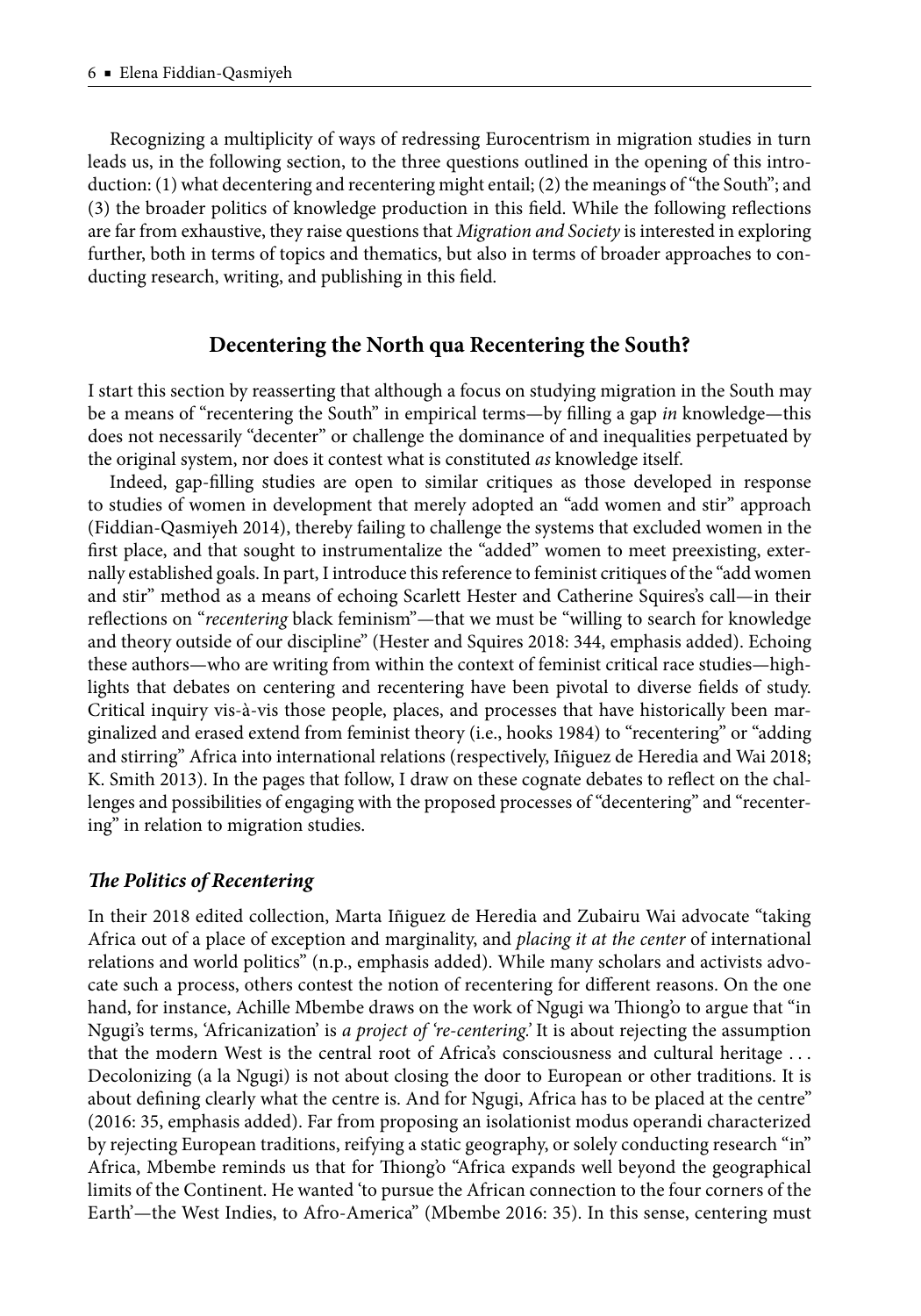Recognizing a multiplicity of ways of redressing Eurocentrism in migration studies in turn leads us, in the following section, to the three questions outlined in the opening of this introduction: (1) what decentering and recentering might entail; (2) the meanings of "the South"; and (3) the broader politics of knowledge production in this field. While the following reflections are far from exhaustive, they raise questions that *Migration and Society* is interested in exploring further, both in terms of topics and thematics, but also in terms of broader approaches to conducting research, writing, and publishing in this field.

## Decentering the North qua Recentering the South?

I start this section by reasserting that although a focus on studying migration in the South may be a means of "recentering the South" in empirical terms—by filling a gap *in* knowledge—this does not necessarily "decenter" or challenge the dominance of and inequalities perpetuated by the original system, nor does it contest what is constituted *as* knowledge itself.

Indeed, gap-filling studies are open to similar critiques as those developed in response to studies of women in development that merely adopted an "add women and stir" approach (Fiddian-Qasmiyeh 2014), thereby failing to challenge the systems that excluded women in the first place, and that sought to instrumentalize the "added" women to meet preexisting, externally established goals. In part, I introduce this reference to feminist critiques of the "add women and stir" method as a means of echoing Scarlett Hester and Catherine Squires's call—in their reflections on "*recentering* black feminism"—that we must be "willing to search for knowledge and theory outside of our discipline" (Hester and Squires 2018: 344, emphasis added). Echoing these authors—who are writing from within the context of feminist critical race studies—highlights that debates on centering and recentering have been pivotal to diverse fields of study. Critical inquiry vis-à-vis those people, places, and processes that have historically been marginalized and erased extend from feminist theory (i.e., hooks 1984) to "recentering" or "adding and stirring" Africa into international relations (respectively, Iñiguez de Heredia and Wai 2018; K. Smith 2013). In the pages that follow, I draw on these cognate debates to reflect on the challenges and possibilities of engaging with the proposed processes of "decentering" and "recentering" in relation to migration studies.

### *The Politics of Recentering*

In their 2018 edited collection, Marta Iñiguez de Heredia and Zubairu Wai advocate "taking Africa out of a place of exception and marginality, and *placing it at the center* of international relations and world politics" (n.p., emphasis added). While many scholars and activists advocate such a process, others contest the notion of recentering for different reasons. On the one hand, for instance, Achille Mbembe draws on the work of Ngugi wa Thiong'o to argue that "in Ngugi's terms, 'Africanization' is *a project of 're-centering.'* It is about rejecting the assumption that the modern West is the central root of Africa's consciousness and cultural heritage . . . Decolonizing (a la Ngugi) is not about closing the door to European or other traditions. It is about defining clearly what the centre is. And for Ngugi, Africa has to be placed at the centre" (2016: 35, emphasis added). Far from proposing an isolationist modus operandi characterized by rejecting European traditions, reifying a static geography, or solely conducting research "in" Africa, Mbembe reminds us that for Thiong'o "Africa expands well beyond the geographical limits of the Continent. He wanted 'to pursue the African connection to the four corners of the Earth'—the West Indies, to Afro-America" (Mbembe 2016: 35). In this sense, centering must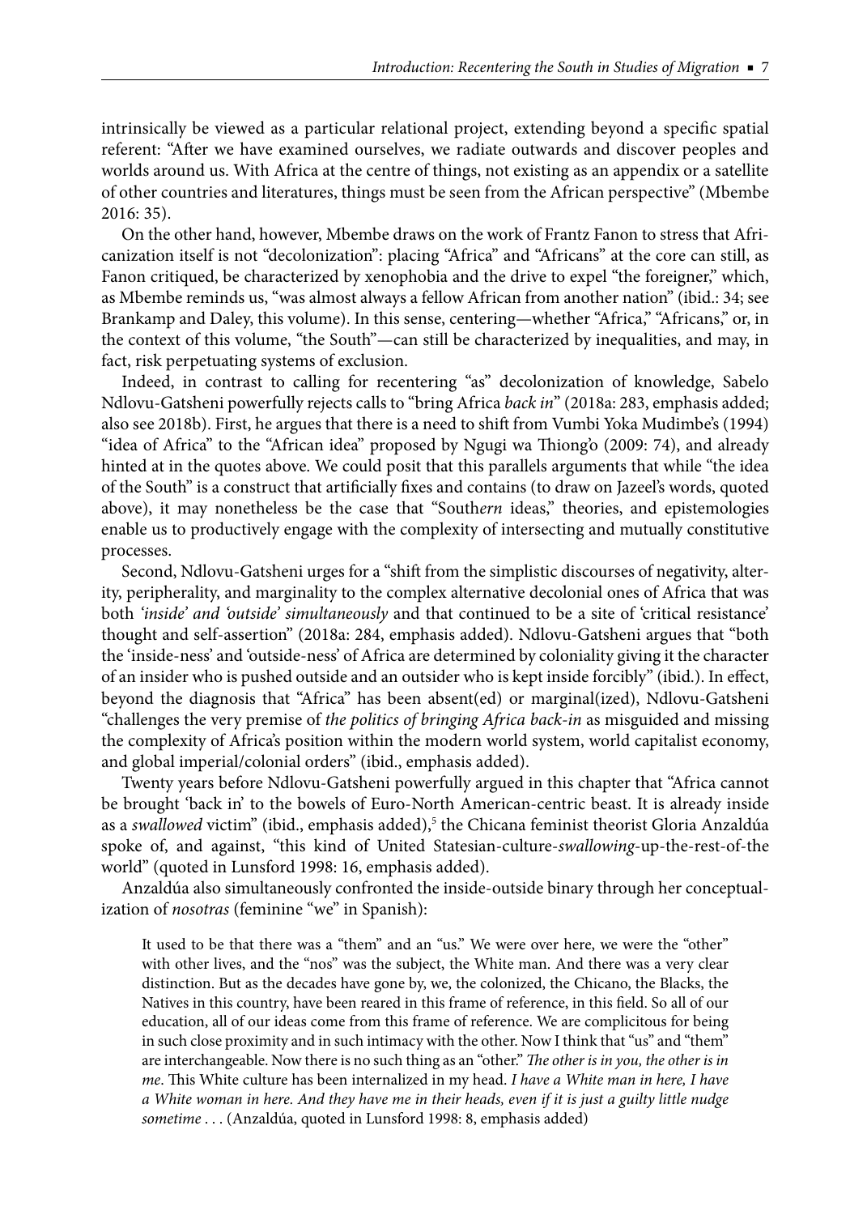intrinsically be viewed as a particular relational project, extending beyond a specific spatial referent: "After we have examined ourselves, we radiate outwards and discover peoples and worlds around us. With Africa at the centre of things, not existing as an appendix or a satellite of other countries and literatures, things must be seen from the African perspective" (Mbembe 2016: 35).

On the other hand, however, Mbembe draws on the work of Frantz Fanon to stress that Africanization itself is not "decolonization": placing "Africa" and "Africans" at the core can still, as Fanon critiqued, be characterized by xenophobia and the drive to expel "the foreigner," which, as Mbembe reminds us, "was almost always a fellow African from another nation" (ibid.: 34; see Brankamp and Daley, this volume). In this sense, centering—whether "Africa," "Africans," or, in the context of this volume, "the South"—can still be characterized by inequalities, and may, in fact, risk perpetuating systems of exclusion.

Indeed, in contrast to calling for recentering "as" decolonization of knowledge, Sabelo Ndlovu-Gatsheni powerfully rejects calls to "bring Africa *back in*" (2018a: 283, emphasis added; also see 2018b). First, he argues that there is a need to shift from Vumbi Yoka Mudimbe's (1994) "idea of Africa" to the "African idea" proposed by Ngugi wa Thiong'o (2009: 74), and already hinted at in the quotes above. We could posit that this parallels arguments that while "the idea of the South" is a construct that artificially fixes and contains (to draw on Jazeel's words, quoted above), it may nonetheless be the case that "South*ern* ideas," theories, and epistemologies enable us to productively engage with the complexity of intersecting and mutually constitutive processes.

Second, Ndlovu-Gatsheni urges for a "shift from the simplistic discourses of negativity, alterity, peripherality, and marginality to the complex alternative decolonial ones of Africa that was both *'inside' and 'outside' simultaneously* and that continued to be a site of 'critical resistance' thought and self-assertion" (2018a: 284, emphasis added). Ndlovu-Gatsheni argues that "both the 'inside-ness' and 'outside-ness' of Africa are determined by coloniality giving it the character of an insider who is pushed outside and an outsider who is kept inside forcibly" (ibid.). In effect, beyond the diagnosis that "Africa" has been absent(ed) or marginal(ized), Ndlovu-Gatsheni "challenges the very premise of *the politics of bringing Africa back-in* as misguided and missing the complexity of Africa's position within the modern world system, world capitalist economy, and global imperial/colonial orders" (ibid., emphasis added).

Twenty years before Ndlovu-Gatsheni powerfully argued in this chapter that "Africa cannot be brought 'back in' to the bowels of Euro-North American-centric beast. It is already inside as a *swallowed* victim" (ibid., emphasis added),[5] the Chicana feminist theorist Gloria Anzaldúa spoke of, and against, "this kind of United Statesian-culture-*swallowing*-up-the-rest-of-the world" (quoted in Lunsford 1998: 16, emphasis added).

Anzaldúa also simultaneously confronted the inside-outside binary through her conceptualization of *nosotras* (feminine "we" in Spanish):

> It used to be that there was a "them" and an "us." We were over here, we were the "other" with other lives, and the "nos" was the subject, the White man. And there was a very clear distinction. But as the decades have gone by, we, the colonized, the Chicano, the Blacks, the Natives in this country, have been reared in this frame of reference, in this field. So all of our education, all of our ideas come from this frame of reference. We are complicitous for being in such close proximity and in such intimacy with the other. Now I think that "us" and "them" are interchangeable. Now there is no such thing as an "other." *The other is in you, the other is in me*. This White culture has been internalized in my head. *I have a White man in here, I have a White woman in here. And they have me in their heads, even if it is just a guilty little nudge sometime* . . . (Anzaldúa, quoted in Lunsford 1998: 8, emphasis added)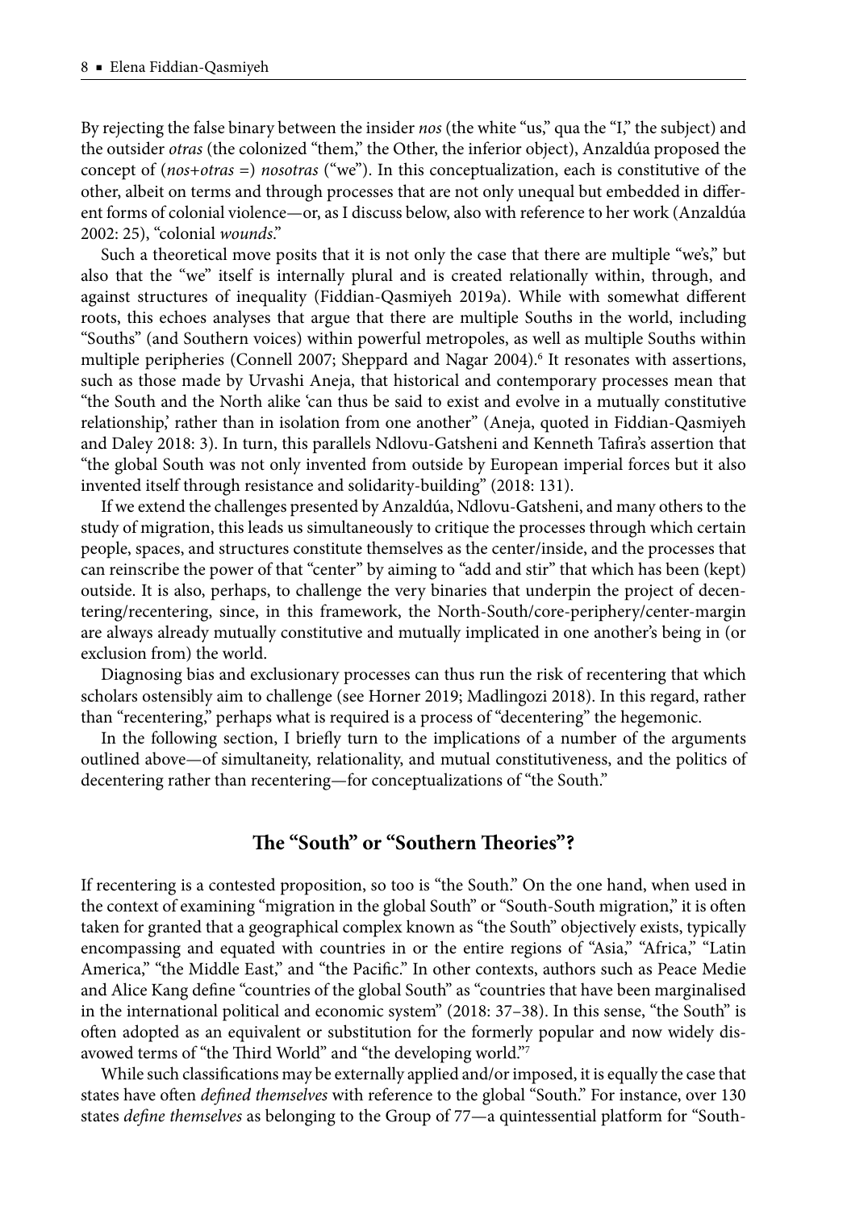By rejecting the false binary between the insider *nos* (the white "us," qua the "I," the subject) and the outsider *otras* (the colonized "them," the Other, the inferior object), Anzaldúa proposed the concept of (*nos*+*otras* =) *nosotras* ("we"). In this conceptualization, each is constitutive of the other, albeit on terms and through processes that are not only unequal but embedded in different forms of colonial violence—or, as I discuss below, also with reference to her work (Anzaldúa 2002: 25), "colonial *wounds*."

Such a theoretical move posits that it is not only the case that there are multiple "we's," but also that the "we" itself is internally plural and is created relationally within, through, and against structures of inequality (Fiddian-Qasmiyeh 2019a). While with somewhat different roots, this echoes analyses that argue that there are multiple Souths in the world, including "Souths" (and Southern voices) within powerful metropoles, as well as multiple Souths within multiple peripheries (Connell 2007; Sheppard and Nagar 2004).[6] It resonates with assertions, such as those made by Urvashi Aneja, that historical and contemporary processes mean that "the South and the North alike 'can thus be said to exist and evolve in a mutually constitutive relationship,' rather than in isolation from one another" (Aneja, quoted in Fiddian-Qasmiyeh and Daley 2018: 3). In turn, this parallels Ndlovu-Gatsheni and Kenneth Tafira's assertion that "the global South was not only invented from outside by European imperial forces but it also invented itself through resistance and solidarity-building" (2018: 131).

If we extend the challenges presented by Anzaldúa, Ndlovu-Gatsheni, and many others to the study of migration, this leads us simultaneously to critique the processes through which certain people, spaces, and structures constitute themselves as the center/inside, and the processes that can reinscribe the power of that "center" by aiming to "add and stir" that which has been (kept) outside. It is also, perhaps, to challenge the very binaries that underpin the project of decentering/recentering, since, in this framework, the North-South/core-periphery/center-margin are always already mutually constitutive and mutually implicated in one another's being in (or exclusion from) the world.

Diagnosing bias and exclusionary processes can thus run the risk of recentering that which scholars ostensibly aim to challenge (see Horner 2019; Madlingozi 2018). In this regard, rather than "recentering," perhaps what is required is a process of "decentering" the hegemonic.

In the following section, I briefly turn to the implications of a number of the arguments outlined above—of simultaneity, relationality, and mutual constitutiveness, and the politics of decentering rather than recentering—for conceptualizations of "the South."

## The "South" or "Southern Theories"?

If recentering is a contested proposition, so too is "the South." On the one hand, when used in the context of examining "migration in the global South" or "South-South migration," it is often taken for granted that a geographical complex known as "the South" objectively exists, typically encompassing and equated with countries in or the entire regions of "Asia," "Africa," "Latin America," "the Middle East," and "the Pacific." In other contexts, authors such as Peace Medie and Alice Kang define "countries of the global South" as "countries that have been marginalised in the international political and economic system" (2018: 37–38). In this sense, "the South" is often adopted as an equivalent or substitution for the formerly popular and now widely disavowed terms of "the Third World" and "the developing world."[7]

While such classifications may be externally applied and/or imposed, it is equally the case that states have often *defined themselves* with reference to the global "South." For instance, over 130 states *define themselves* as belonging to the Group of 77—a quintessential platform for "South-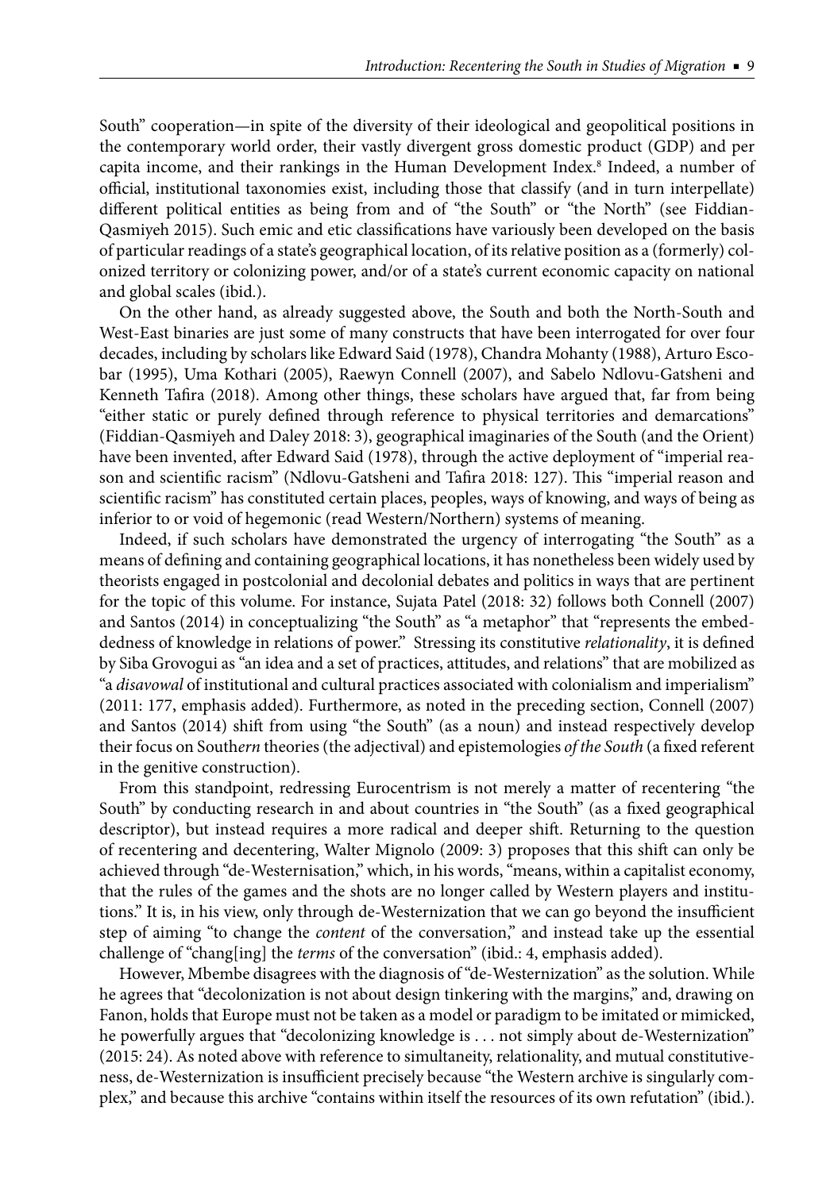South" cooperation—in spite of the diversity of their ideological and geopolitical positions in the contemporary world order, their vastly divergent gross domestic product (GDP) and per capita income, and their rankings in the Human Development Index.[8] Indeed, a number of official, institutional taxonomies exist, including those that classify (and in turn interpellate) different political entities as being from and of "the South" or "the North" (see Fiddian-Qasmiyeh 2015). Such emic and etic classifications have variously been developed on the basis of particular readings of a state's geographical location, of its relative position as a (formerly) colonized territory or colonizing power, and/or of a state's current economic capacity on national and global scales (ibid.).

On the other hand, as already suggested above, the South and both the North-South and West-East binaries are just some of many constructs that have been interrogated for over four decades, including by scholars like Edward Said (1978), Chandra Mohanty (1988), Arturo Escobar (1995), Uma Kothari (2005), Raewyn Connell (2007), and Sabelo Ndlovu-Gatsheni and Kenneth Tafira (2018). Among other things, these scholars have argued that, far from being "either static or purely defined through reference to physical territories and demarcations" (Fiddian-Qasmiyeh and Daley 2018: 3), geographical imaginaries of the South (and the Orient) have been invented, after Edward Said (1978), through the active deployment of "imperial reason and scientific racism" (Ndlovu-Gatsheni and Tafira 2018: 127). This "imperial reason and scientific racism" has constituted certain places, peoples, ways of knowing, and ways of being as inferior to or void of hegemonic (read Western/Northern) systems of meaning.

Indeed, if such scholars have demonstrated the urgency of interrogating "the South" as a means of defining and containing geographical locations, it has nonetheless been widely used by theorists engaged in postcolonial and decolonial debates and politics in ways that are pertinent for the topic of this volume. For instance, Sujata Patel (2018: 32) follows both Connell (2007) and Santos (2014) in conceptualizing "the South" as "a metaphor" that "represents the embeddedness of knowledge in relations of power." Stressing its constitutive *relationality*, it is defined by Siba Grovogui as "an idea and a set of practices, attitudes, and relations" that are mobilized as "a *disavowal* of institutional and cultural practices associated with colonialism and imperialism" (2011: 177, emphasis added). Furthermore, as noted in the preceding section, Connell (2007) and Santos (2014) shift from using "the South" (as a noun) and instead respectively develop their focus on South*ern* theories (the adjectival) and epistemologies *of the South* (a fixed referent in the genitive construction).

From this standpoint, redressing Eurocentrism is not merely a matter of recentering "the South" by conducting research in and about countries in "the South" (as a fixed geographical descriptor), but instead requires a more radical and deeper shift. Returning to the question of recentering and decentering, Walter Mignolo (2009: 3) proposes that this shift can only be achieved through "de-Westernisation," which, in his words, "means, within a capitalist economy, that the rules of the games and the shots are no longer called by Western players and institutions." It is, in his view, only through de-Westernization that we can go beyond the insufficient step of aiming "to change the *content* of the conversation," and instead take up the essential challenge of "chang[ing] the *terms* of the conversation" (ibid.: 4, emphasis added).

However, Mbembe disagrees with the diagnosis of "de-Westernization" as the solution. While he agrees that "decolonization is not about design tinkering with the margins," and, drawing on Fanon, holds that Europe must not be taken as a model or paradigm to be imitated or mimicked, he powerfully argues that "decolonizing knowledge is . . . not simply about de-Westernization" (2015: 24). As noted above with reference to simultaneity, relationality, and mutual constitutiveness, de-Westernization is insufficient precisely because "the Western archive is singularly complex," and because this archive "contains within itself the resources of its own refutation" (ibid.).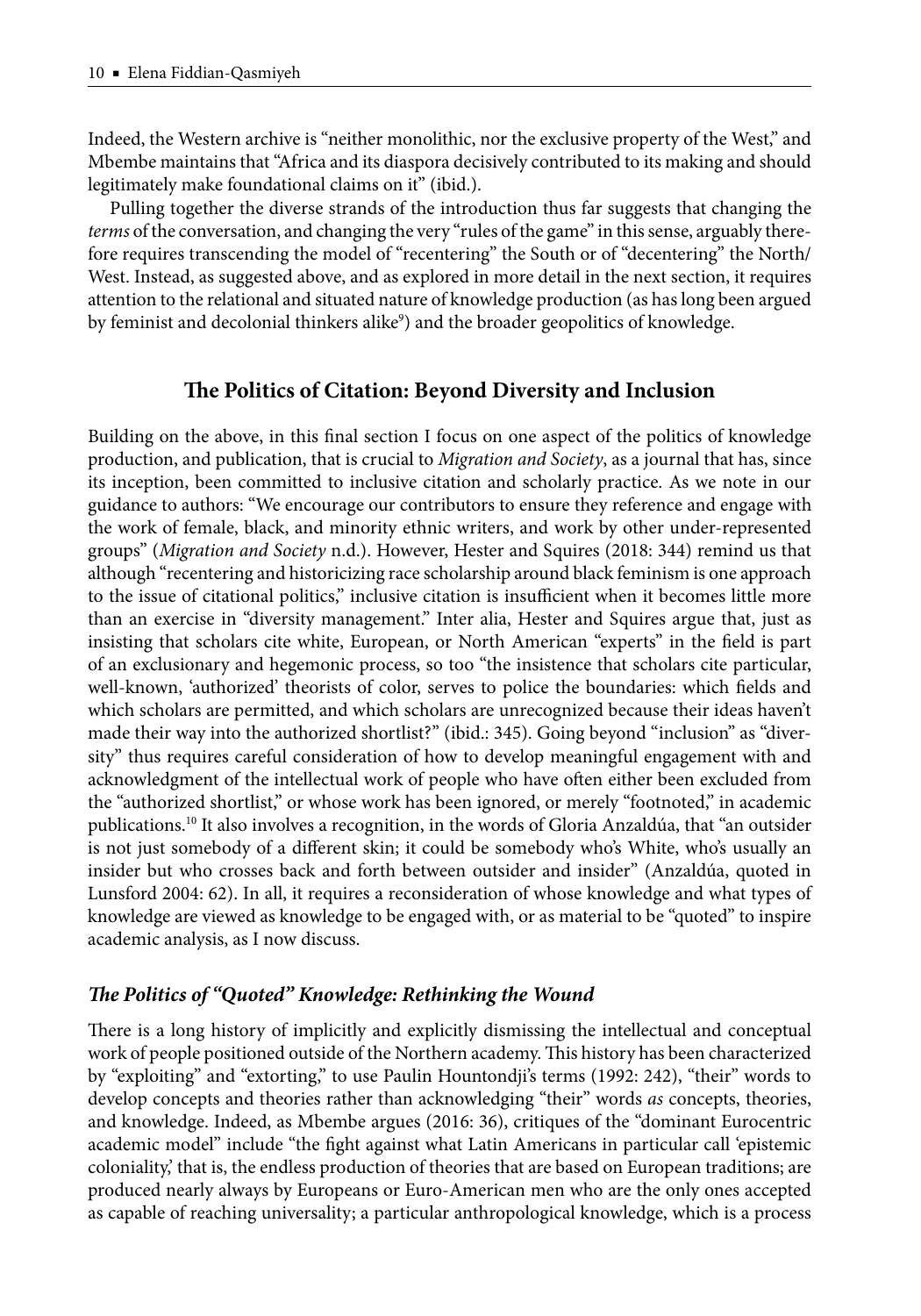Indeed, the Western archive is "neither monolithic, nor the exclusive property of the West," and Mbembe maintains that "Africa and its diaspora decisively contributed to its making and should legitimately make foundational claims on it" (ibid.).

Pulling together the diverse strands of the introduction thus far suggests that changing the *terms* of the conversation, and changing the very "rules of the game" in this sense, arguably therefore requires transcending the model of "recentering" the South or of "decentering" the North/West. Instead, as suggested above, and as explored in more detail in the next section, it requires attention to the relational and situated nature of knowledge production (as has long been argued by feminist and decolonial thinkers alike[9]) and the broader geopolitics of knowledge.

## The Politics of Citation: Beyond Diversity and Inclusion

Building on the above, in this final section I focus on one aspect of the politics of knowledge production, and publication, that is crucial to *Migration and Society*, as a journal that has, since its inception, been committed to inclusive citation and scholarly practice. As we note in our guidance to authors: "We encourage our contributors to ensure they reference and engage with the work of female, black, and minority ethnic writers, and work by other under-represented groups" (*Migration and Society* n.d.). However, Hester and Squires (2018: 344) remind us that although "recentering and historicizing race scholarship around black feminism is one approach to the issue of citational politics," inclusive citation is insufficient when it becomes little more than an exercise in "diversity management." Inter alia, Hester and Squires argue that, just as insisting that scholars cite white, European, or North American "experts" in the field is part of an exclusionary and hegemonic process, so too "the insistence that scholars cite particular, well-known, 'authorized' theorists of color, serves to police the boundaries: which fields and which scholars are permitted, and which scholars are unrecognized because their ideas haven't made their way into the authorized shortlist?" (ibid.: 345). Going beyond "inclusion" as "diversity" thus requires careful consideration of how to develop meaningful engagement with and acknowledgment of the intellectual work of people who have often either been excluded from the "authorized shortlist," or whose work has been ignored, or merely "footnoted," in academic publications.[10] It also involves a recognition, in the words of Gloria Anzaldúa, that "an outsider is not just somebody of a different skin; it could be somebody who's White, who's usually an insider but who crosses back and forth between outsider and insider" (Anzaldúa, quoted in Lunsford 2004: 62). In all, it requires a reconsideration of whose knowledge and what types of knowledge are viewed as knowledge to be engaged with, or as material to be "quoted" to inspire academic analysis, as I now discuss.

### *The Politics of "Quoted" Knowledge: Rethinking the Wound*

There is a long history of implicitly and explicitly dismissing the intellectual and conceptual work of people positioned outside of the Northern academy. This history has been characterized by "exploiting" and "extorting," to use Paulin Hountondji's terms (1992: 242), "their" words to develop concepts and theories rather than acknowledging "their" words *as* concepts, theories, and knowledge. Indeed, as Mbembe argues (2016: 36), critiques of the "dominant Eurocentric academic model" include "the fight against what Latin Americans in particular call 'epistemic coloniality,' that is, the endless production of theories that are based on European traditions; are produced nearly always by Europeans or Euro-American men who are the only ones accepted as capable of reaching universality; a particular anthropological knowledge, which is a process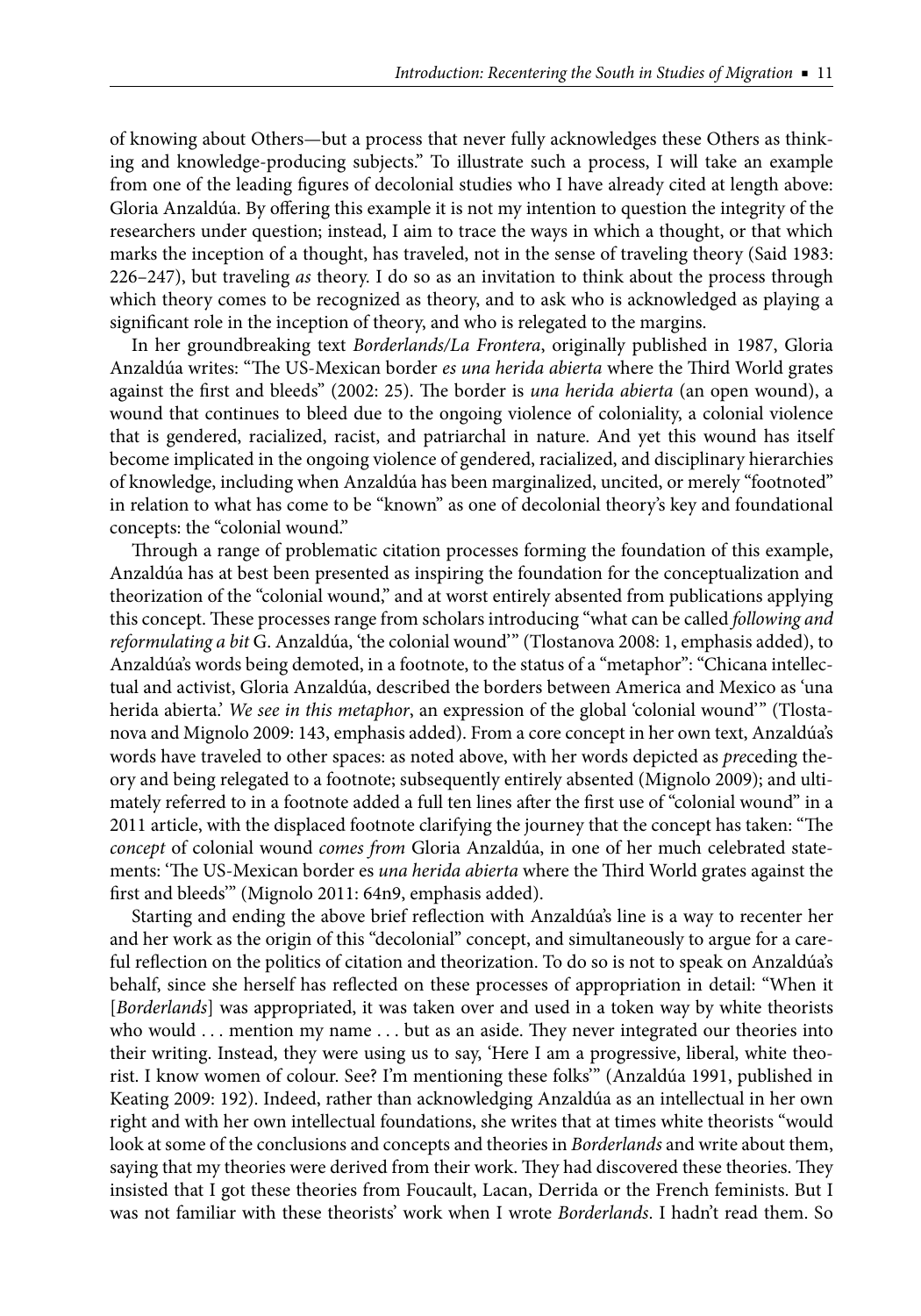of knowing about Others—but a process that never fully acknowledges these Others as thinking and knowledge-producing subjects." To illustrate such a process, I will take an example from one of the leading figures of decolonial studies who I have already cited at length above: Gloria Anzaldúa. By offering this example it is not my intention to question the integrity of the researchers under question; instead, I aim to trace the ways in which a thought, or that which marks the inception of a thought, has traveled, not in the sense of traveling theory (Said 1983: 226–247), but traveling *as* theory. I do so as an invitation to think about the process through which theory comes to be recognized as theory, and to ask who is acknowledged as playing a significant role in the inception of theory, and who is relegated to the margins.

In her groundbreaking text *Borderlands/La Frontera*, originally published in 1987, Gloria Anzaldúa writes: "The US-Mexican border *es una herida abierta* where the Third World grates against the first and bleeds" (2002: 25). The border is *una herida abierta* (an open wound), a wound that continues to bleed due to the ongoing violence of coloniality, a colonial violence that is gendered, racialized, racist, and patriarchal in nature. And yet this wound has itself become implicated in the ongoing violence of gendered, racialized, and disciplinary hierarchies of knowledge, including when Anzaldúa has been marginalized, uncited, or merely "footnoted" in relation to what has come to be "known" as one of decolonial theory's key and foundational concepts: the "colonial wound."

Through a range of problematic citation processes forming the foundation of this example, Anzaldúa has at best been presented as inspiring the foundation for the conceptualization and theorization of the "colonial wound," and at worst entirely absented from publications applying this concept. These processes range from scholars introducing "what can be called *following and reformulating a bit* G. Anzaldúa, 'the colonial wound'" (Tlostanova 2008: 1, emphasis added), to Anzaldúa's words being demoted, in a footnote, to the status of a "metaphor": "Chicana intellectual and activist, Gloria Anzaldúa, described the borders between America and Mexico as 'una herida abierta.' *We see in this metaphor*, an expression of the global 'colonial wound'" (Tlostanova and Mignolo 2009: 143, emphasis added). From a core concept in her own text, Anzaldúa's words have traveled to other spaces: as noted above, with her words depicted as *pre*ceding theory and being relegated to a footnote; subsequently entirely absented (Mignolo 2009); and ultimately referred to in a footnote added a full ten lines after the first use of "colonial wound" in a 2011 article, with the displaced footnote clarifying the journey that the concept has taken: "The *concept* of colonial wound *comes from* Gloria Anzaldúa, in one of her much celebrated statements: 'The US-Mexican border es *una herida abierta* where the Third World grates against the first and bleeds'" (Mignolo 2011: 64n9, emphasis added).

Starting and ending the above brief reflection with Anzaldúa's line is a way to recenter her and her work as the origin of this "decolonial" concept, and simultaneously to argue for a careful reflection on the politics of citation and theorization. To do so is not to speak on Anzaldúa's behalf, since she herself has reflected on these processes of appropriation in detail: "When it [*Borderlands*] was appropriated, it was taken over and used in a token way by white theorists who would . . . mention my name . . . but as an aside. They never integrated our theories into their writing. Instead, they were using us to say, 'Here I am a progressive, liberal, white theorist. I know women of colour. See? I'm mentioning these folks'" (Anzaldúa 1991, published in Keating 2009: 192). Indeed, rather than acknowledging Anzaldúa as an intellectual in her own right and with her own intellectual foundations, she writes that at times white theorists "would look at some of the conclusions and concepts and theories in *Borderlands* and write about them, saying that my theories were derived from their work. They had discovered these theories. They insisted that I got these theories from Foucault, Lacan, Derrida or the French feminists. But I was not familiar with these theorists' work when I wrote *Borderlands*. I hadn't read them. So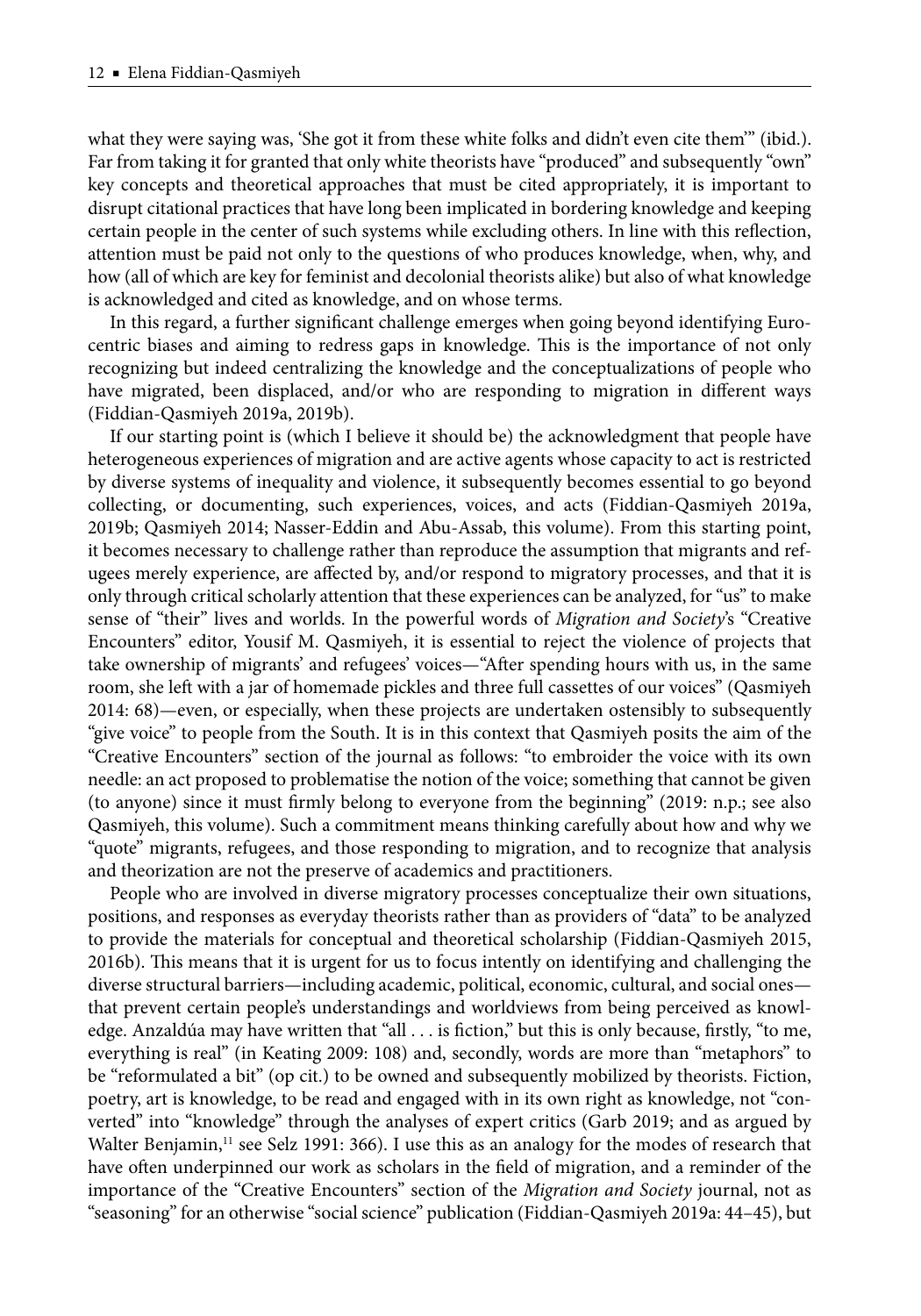what they were saying was, 'She got it from these white folks and didn't even cite them'" (ibid.). Far from taking it for granted that only white theorists have "produced" and subsequently "own" key concepts and theoretical approaches that must be cited appropriately, it is important to disrupt citational practices that have long been implicated in bordering knowledge and keeping certain people in the center of such systems while excluding others. In line with this reflection, attention must be paid not only to the questions of who produces knowledge, when, why, and how (all of which are key for feminist and decolonial theorists alike) but also of what knowledge is acknowledged and cited as knowledge, and on whose terms.

In this regard, a further significant challenge emerges when going beyond identifying Eurocentric biases and aiming to redress gaps in knowledge. This is the importance of not only recognizing but indeed centralizing the knowledge and the conceptualizations of people who have migrated, been displaced, and/or who are responding to migration in different ways (Fiddian-Qasmiyeh 2019a, 2019b).

If our starting point is (which I believe it should be) the acknowledgment that people have heterogeneous experiences of migration and are active agents whose capacity to act is restricted by diverse systems of inequality and violence, it subsequently becomes essential to go beyond collecting, or documenting, such experiences, voices, and acts (Fiddian-Qasmiyeh 2019a, 2019b; Qasmiyeh 2014; Nasser-Eddin and Abu-Assab, this volume). From this starting point, it becomes necessary to challenge rather than reproduce the assumption that migrants and refugees merely experience, are affected by, and/or respond to migratory processes, and that it is only through critical scholarly attention that these experiences can be analyzed, for "us" to make sense of "their" lives and worlds. In the powerful words of *Migration and Society*'s "Creative Encounters" editor, Yousif M. Qasmiyeh, it is essential to reject the violence of projects that take ownership of migrants' and refugees' voices—"After spending hours with us, in the same room, she left with a jar of homemade pickles and three full cassettes of our voices" (Qasmiyeh 2014: 68)—even, or especially, when these projects are undertaken ostensibly to subsequently "give voice" to people from the South. It is in this context that Qasmiyeh posits the aim of the "Creative Encounters" section of the journal as follows: "to embroider the voice with its own needle: an act proposed to problematise the notion of the voice; something that cannot be given (to anyone) since it must firmly belong to everyone from the beginning" (2019: n.p.; see also Qasmiyeh, this volume). Such a commitment means thinking carefully about how and why we "quote" migrants, refugees, and those responding to migration, and to recognize that analysis and theorization are not the preserve of academics and practitioners.

People who are involved in diverse migratory processes conceptualize their own situations, positions, and responses as everyday theorists rather than as providers of "data" to be analyzed to provide the materials for conceptual and theoretical scholarship (Fiddian-Qasmiyeh 2015, 2016b). This means that it is urgent for us to focus intently on identifying and challenging the diverse structural barriers—including academic, political, economic, cultural, and social ones—that prevent certain people's understandings and worldviews from being perceived as knowledge. Anzaldúa may have written that "all . . . is fiction," but this is only because, firstly, "to me, everything is real" (in Keating 2009: 108) and, secondly, words are more than "metaphors" to be "reformulated a bit" (op cit.) to be owned and subsequently mobilized by theorists. Fiction, poetry, art is knowledge, to be read and engaged with in its own right as knowledge, not "converted" into "knowledge" through the analyses of expert critics (Garb 2019; and as argued by Walter Benjamin,[11] see Selz 1991: 366). I use this as an analogy for the modes of research that have often underpinned our work as scholars in the field of migration, and a reminder of the importance of the "Creative Encounters" section of the *Migration and Society* journal, not as "seasoning" for an otherwise "social science" publication (Fiddian-Qasmiyeh 2019a: 44–45), but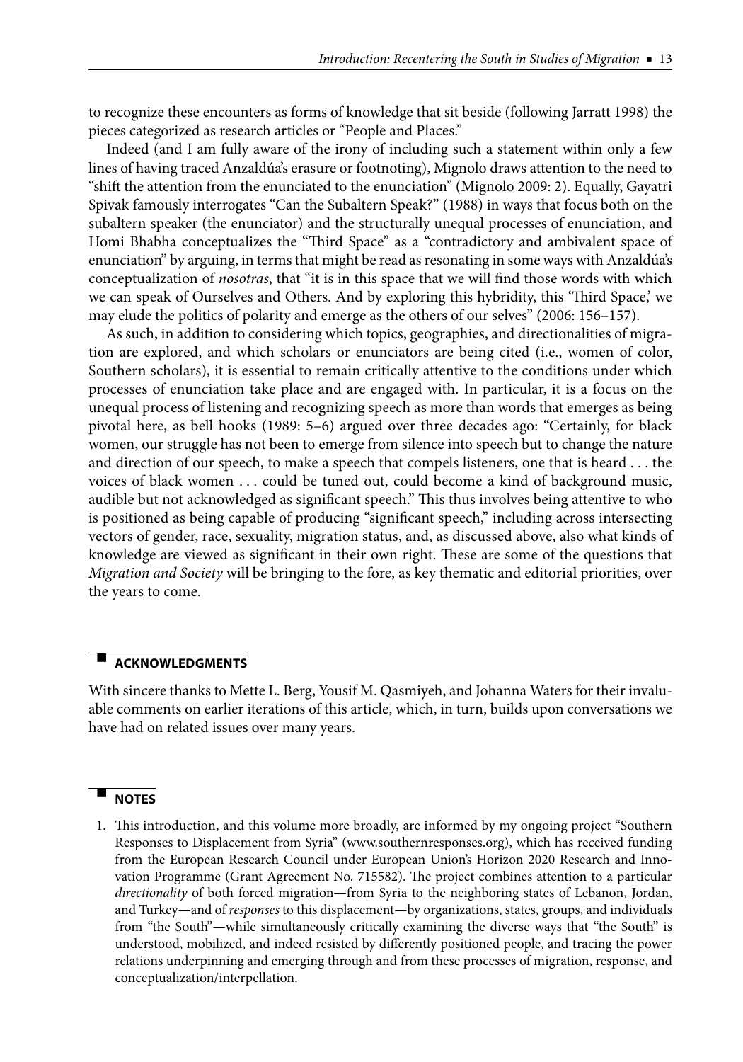to recognize these encounters as forms of knowledge that sit beside (following Jarratt 1998) the pieces categorized as research articles or "People and Places."

Indeed (and I am fully aware of the irony of including such a statement within only a few lines of having traced Anzaldúa's erasure or footnoting), Mignolo draws attention to the need to "shift the attention from the enunciated to the enunciation" (Mignolo 2009: 2). Equally, Gayatri Spivak famously interrogates "Can the Subaltern Speak?" (1988) in ways that focus both on the subaltern speaker (the enunciator) and the structurally unequal processes of enunciation, and Homi Bhabha conceptualizes the "Third Space" as a "contradictory and ambivalent space of enunciation" by arguing, in terms that might be read as resonating in some ways with Anzaldúa's conceptualization of *nosotras*, that "it is in this space that we will find those words with which we can speak of Ourselves and Others. And by exploring this hybridity, this 'Third Space,' we may elude the politics of polarity and emerge as the others of our selves" (2006: 156–157).

As such, in addition to considering which topics, geographies, and directionalities of migration are explored, and which scholars or enunciators are being cited (i.e., women of color, Southern scholars), it is essential to remain critically attentive to the conditions under which processes of enunciation take place and are engaged with. In particular, it is a focus on the unequal process of listening and recognizing speech as more than words that emerges as being pivotal here, as bell hooks (1989: 5–6) argued over three decades ago: "Certainly, for black women, our struggle has not been to emerge from silence into speech but to change the nature and direction of our speech, to make a speech that compels listeners, one that is heard . . . the voices of black women . . . could be tuned out, could become a kind of background music, audible but not acknowledged as significant speech." This thus involves being attentive to who is positioned as being capable of producing "significant speech," including across intersecting vectors of gender, race, sexuality, migration status, and, as discussed above, also what kinds of knowledge are viewed as significant in their own right. These are some of the questions that *Migration and Society* will be bringing to the fore, as key thematic and editorial priorities, over the years to come.

## ACKNOWLEDGMENTS

With sincere thanks to Mette L. Berg, Yousif M. Qasmiyeh, and Johanna Waters for their invaluable comments on earlier iterations of this article, which, in turn, builds upon conversations we have had on related issues over many years.

## NOTES

1. This introduction, and this volume more broadly, are informed by my ongoing project "Southern Responses to Displacement from Syria" (www.southernresponses.org), which has received funding from the European Research Council under European Union's Horizon 2020 Research and Innovation Programme (Grant Agreement No. 715582). The project combines attention to a particular *directionality* of both forced migration—from Syria to the neighboring states of Lebanon, Jordan, and Turkey—and of *responses* to this displacement—by organizations, states, groups, and individuals from "the South"—while simultaneously critically examining the diverse ways that "the South" is understood, mobilized, and indeed resisted by differently positioned people, and tracing the power relations underpinning and emerging through and from these processes of migration, response, and conceptualization/interpellation.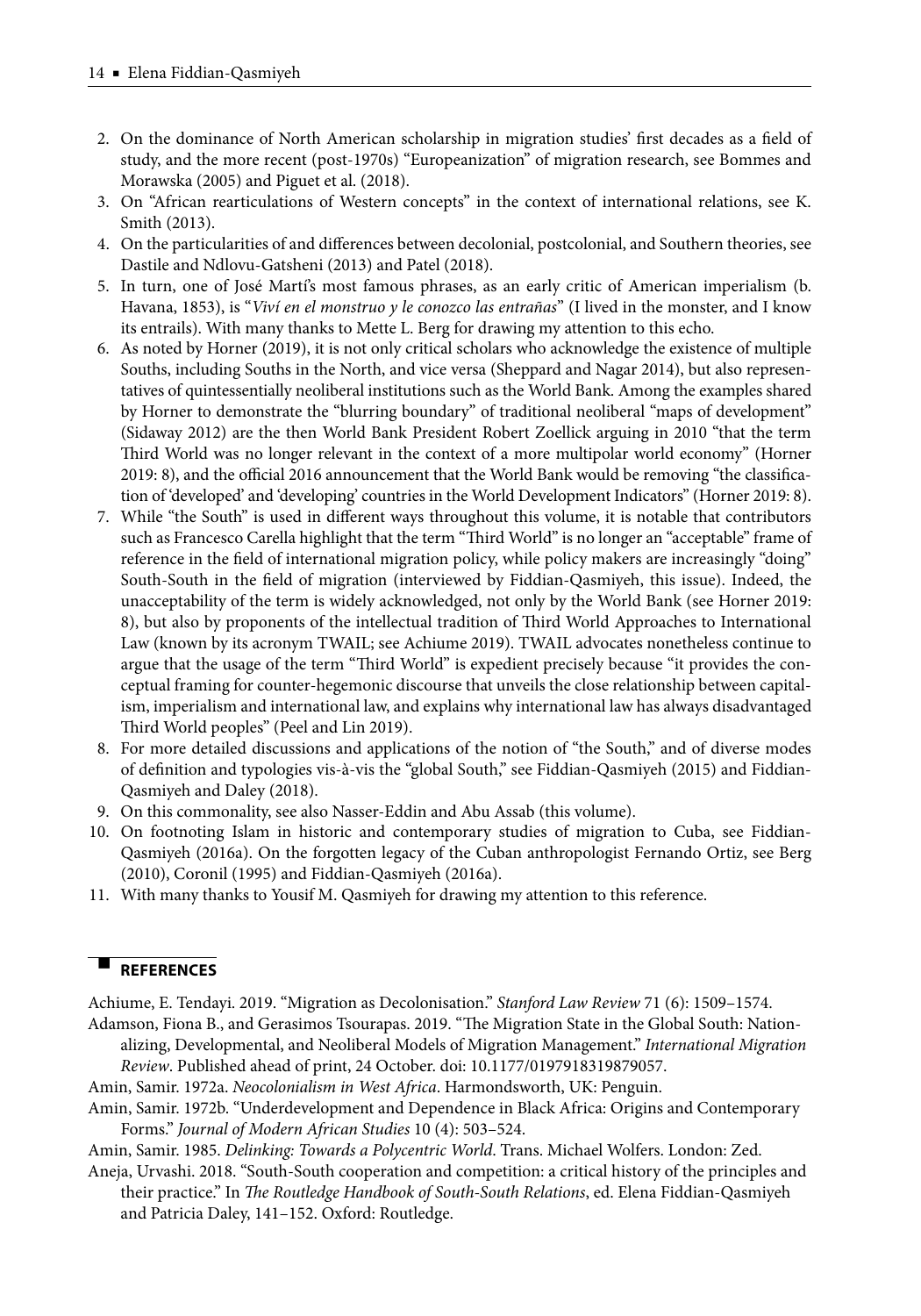2. On the dominance of North American scholarship in migration studies' first decades as a field of study, and the more recent (post-1970s) "Europeanization" of migration research, see Bommes and Morawska (2005) and Piguet et al. (2018).
3. On "African rearticulations of Western concepts" in the context of international relations, see K. Smith (2013).
4. On the particularities of and differences between decolonial, postcolonial, and Southern theories, see Dastile and Ndlovu-Gatsheni (2013) and Patel (2018).
5. In turn, one of José Martí's most famous phrases, as an early critic of American imperialism (b. Havana, 1853), is "*Viví en el monstruo y le conozco las entrañas*" (I lived in the monster, and I know its entrails). With many thanks to Mette L. Berg for drawing my attention to this echo.
6. As noted by Horner (2019), it is not only critical scholars who acknowledge the existence of multiple Souths, including Souths in the North, and vice versa (Sheppard and Nagar 2014), but also representatives of quintessentially neoliberal institutions such as the World Bank. Among the examples shared by Horner to demonstrate the "blurring boundary" of traditional neoliberal "maps of development" (Sidaway 2012) are the then World Bank President Robert Zoellick arguing in 2010 "that the term Third World was no longer relevant in the context of a more multipolar world economy" (Horner 2019: 8), and the official 2016 announcement that the World Bank would be removing "the classification of 'developed' and 'developing' countries in the World Development Indicators" (Horner 2019: 8).
7. While "the South" is used in different ways throughout this volume, it is notable that contributors such as Francesco Carella highlight that the term "Third World" is no longer an "acceptable" frame of reference in the field of international migration policy, while policy makers are increasingly "doing" South-South in the field of migration (interviewed by Fiddian-Qasmiyeh, this issue). Indeed, the unacceptability of the term is widely acknowledged, not only by the World Bank (see Horner 2019: 8), but also by proponents of the intellectual tradition of Third World Approaches to International Law (known by its acronym TWAIL; see Achiume 2019). TWAIL advocates nonetheless continue to argue that the usage of the term "Third World" is expedient precisely because "it provides the conceptual framing for counter-hegemonic discourse that unveils the close relationship between capitalism, imperialism and international law, and explains why international law has always disadvantaged Third World peoples" (Peel and Lin 2019).
8. For more detailed discussions and applications of the notion of "the South," and of diverse modes of definition and typologies vis-à-vis the "global South," see Fiddian-Qasmiyeh (2015) and Fiddian-Qasmiyeh and Daley (2018).
9. On this commonality, see also Nasser-Eddin and Abu Assab (this volume).
10. On footnoting Islam in historic and contemporary studies of migration to Cuba, see Fiddian-Qasmiyeh (2016a). On the forgotten legacy of the Cuban anthropologist Fernando Ortiz, see Berg (2010), Coronil (1995) and Fiddian-Qasmiyeh (2016a).
11. With many thanks to Yousif M. Qasmiyeh for drawing my attention to this reference.

## REFERENCES

Achiume, E. Tendayi. 2019. "Migration as Decolonisation." *Stanford Law Review* 71 (6): 1509–1574.

Adamson, Fiona B., and Gerasimos Tsourapas. 2019. "The Migration State in the Global South: Nationalizing, Developmental, and Neoliberal Models of Migration Management." *International Migration Review*. Published ahead of print, 24 October. doi: 10.1177/0197918319879057.

Amin, Samir. 1972a. *Neocolonialism in West Africa*. Harmondsworth, UK: Penguin.

Amin, Samir. 1972b. "Underdevelopment and Dependence in Black Africa: Origins and Contemporary Forms." *Journal of Modern African Studies* 10 (4): 503–524.

Amin, Samir. 1985. *Delinking: Towards a Polycentric World*. Trans. Michael Wolfers. London: Zed.

Aneja, Urvashi. 2018. "South-South cooperation and competition: a critical history of the principles and their practice." In *The Routledge Handbook of South-South Relations*, ed. Elena Fiddian-Qasmiyeh and Patricia Daley, 141–152. Oxford: Routledge.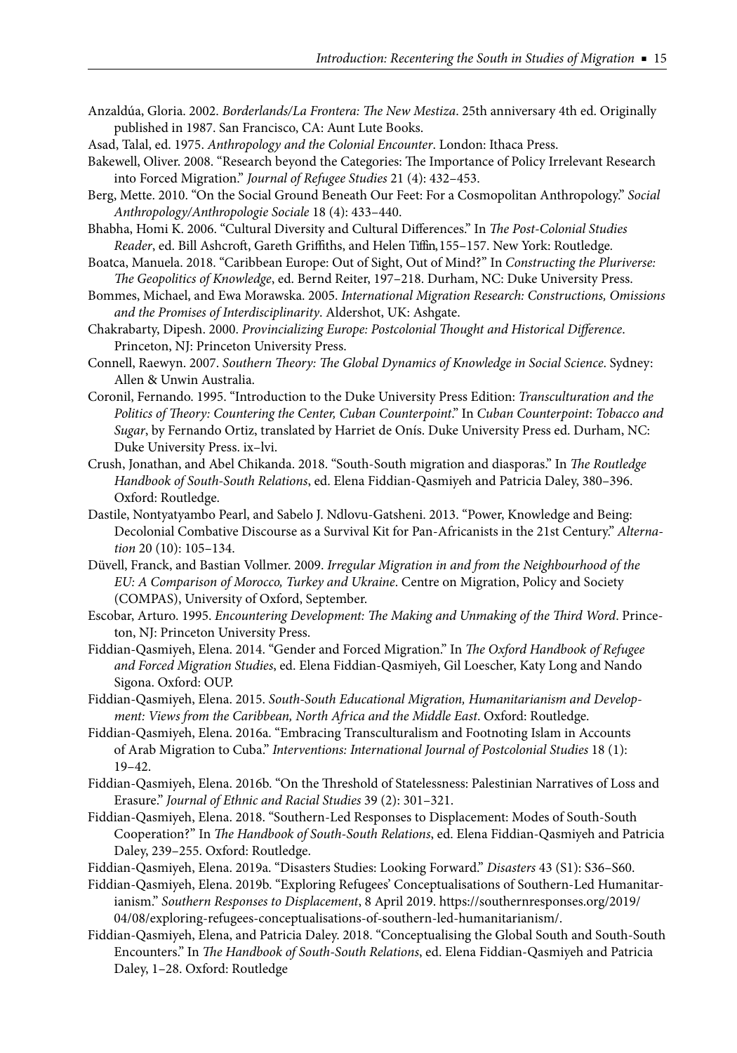Anzaldúa, Gloria. 2002. *Borderlands/La Frontera: The New Mestiza*. 25th anniversary 4th ed. Originally published in 1987. San Francisco, CA: Aunt Lute Books.

Asad, Talal, ed. 1975. *Anthropology and the Colonial Encounter*. London: Ithaca Press.

Bakewell, Oliver. 2008. "Research beyond the Categories: The Importance of Policy Irrelevant Research into Forced Migration." *Journal of Refugee Studies* 21 (4): 432–453.

Berg, Mette. 2010. "On the Social Ground Beneath Our Feet: For a Cosmopolitan Anthropology." *Social Anthropology/Anthropologie Sociale* 18 (4): 433–440.

Bhabha, Homi K. 2006. "Cultural Diversity and Cultural Differences." In *The Post-Colonial Studies Reader*, ed. Bill Ashcroft, Gareth Griffiths, and Helen Tiffin,155–157. New York: Routledge.

Boatca, Manuela. 2018. "Caribbean Europe: Out of Sight, Out of Mind?" In *Constructing the Pluriverse: The Geopolitics of Knowledge*, ed. Bernd Reiter, 197–218. Durham, NC: Duke University Press.

Bommes, Michael, and Ewa Morawska. 2005. *International Migration Research: Constructions, Omissions and the Promises of Interdisciplinarity*. Aldershot, UK: Ashgate.

Chakrabarty, Dipesh. 2000. *Provincializing Europe: Postcolonial Thought and Historical Difference*. Princeton, NJ: Princeton University Press.

Connell, Raewyn. 2007. *Southern Theory: The Global Dynamics of Knowledge in Social Science*. Sydney: Allen & Unwin Australia.

Coronil, Fernando. 1995. "Introduction to the Duke University Press Edition: *Transculturation and the Politics of Theory: Countering the Center, Cuban Counterpoint*." In *Cuban Counterpoint*: *Tobacco and Sugar*, by Fernando Ortiz, translated by Harriet de Onís. Duke University Press ed. Durham, NC: Duke University Press. ix–lvi.

Crush, Jonathan, and Abel Chikanda. 2018. "South-South migration and diasporas." In *The Routledge Handbook of South-South Relations*, ed. Elena Fiddian-Qasmiyeh and Patricia Daley, 380–396. Oxford: Routledge.

Dastile, Nontyatyambo Pearl, and Sabelo J. Ndlovu-Gatsheni. 2013. "Power, Knowledge and Being: Decolonial Combative Discourse as a Survival Kit for Pan-Africanists in the 21st Century." *Alternation* 20 (10): 105–134.

Düvell, Franck, and Bastian Vollmer. 2009. *Irregular Migration in and from the Neighbourhood of the EU: A Comparison of Morocco, Turkey and Ukraine*. Centre on Migration, Policy and Society (COMPAS), University of Oxford, September.

Escobar, Arturo. 1995. *Encountering Development: The Making and Unmaking of the Third Word*. Princeton, NJ: Princeton University Press.

Fiddian-Qasmiyeh, Elena. 2014. "Gender and Forced Migration." In *The Oxford Handbook of Refugee and Forced Migration Studies*, ed. Elena Fiddian-Qasmiyeh, Gil Loescher, Katy Long and Nando Sigona. Oxford: OUP.

Fiddian-Qasmiyeh, Elena. 2015. *South-South Educational Migration, Humanitarianism and Development: Views from the Caribbean, North Africa and the Middle East*. Oxford: Routledge.

Fiddian-Qasmiyeh, Elena. 2016a. "Embracing Transculturalism and Footnoting Islam in Accounts of Arab Migration to Cuba." *Interventions: International Journal of Postcolonial Studies* 18 (1): 19–42.

Fiddian-Qasmiyeh, Elena. 2016b. "On the Threshold of Statelessness: Palestinian Narratives of Loss and Erasure." *Journal of Ethnic and Racial Studies* 39 (2): 301–321.

Fiddian-Qasmiyeh, Elena. 2018. "Southern-Led Responses to Displacement: Modes of South-South Cooperation?" In *The Handbook of South-South Relations*, ed. Elena Fiddian-Qasmiyeh and Patricia Daley, 239–255. Oxford: Routledge.

Fiddian-Qasmiyeh, Elena. 2019a. "Disasters Studies: Looking Forward." *Disasters* 43 (S1): S36–S60.

Fiddian-Qasmiyeh, Elena. 2019b. "Exploring Refugees' Conceptualisations of Southern-Led Humanitarianism." *Southern Responses to Displacement*, 8 April 2019. https://southernresponses.org/2019/04/08/exploring-refugees-conceptualisations-of-southern-led-humanitarianism/.

Fiddian-Qasmiyeh, Elena, and Patricia Daley. 2018. "Conceptualising the Global South and South-South Encounters." In *The Handbook of South-South Relations*, ed. Elena Fiddian-Qasmiyeh and Patricia Daley, 1–28. Oxford: Routledge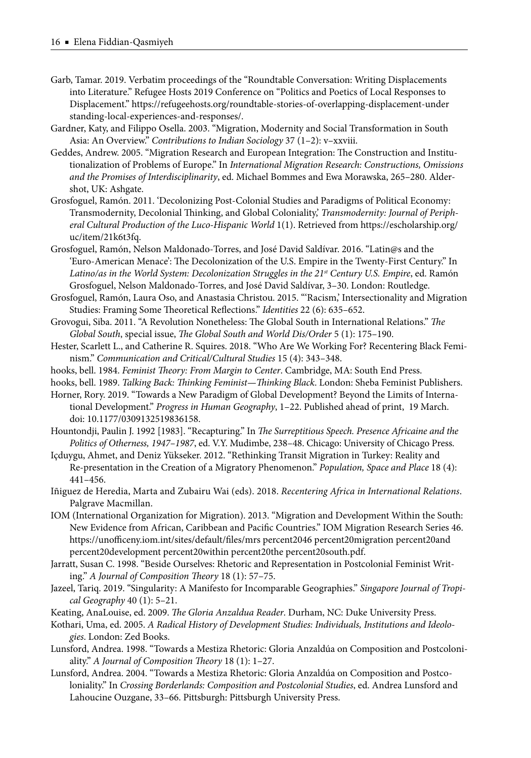Garb, Tamar. 2019. Verbatim proceedings of the "Roundtable Conversation: Writing Displacements into Literature." Refugee Hosts 2019 Conference on "Politics and Poetics of Local Responses to Displacement." https://refugeehosts.org/roundtable-stories-of-overlapping-displacement-under standing-local-experiences-and-responses/.

Gardner, Katy, and Filippo Osella. 2003. "Migration, Modernity and Social Transformation in South Asia: An Overview." *Contributions to Indian Sociology* 37 (1–2): v–xxviii.

Geddes, Andrew. 2005. "Migration Research and European Integration: The Construction and Institutionalization of Problems of Europe." In *International Migration Research: Constructions, Omissions and the Promises of Interdisciplinarity*, ed. Michael Bommes and Ewa Morawska, 265–280. Aldershot, UK: Ashgate.

Grosfoguel, Ramón. 2011. 'Decolonizing Post-Colonial Studies and Paradigms of Political Economy: Transmodernity, Decolonial Thinking, and Global Coloniality,' *Transmodernity: Journal of Peripheral Cultural Production of the Luco-Hispanic World* 1(1). Retrieved from https://escholarship.org/uc/item/21k6t3fq.

Grosfoguel, Ramón, Nelson Maldonado-Torres, and José David Saldívar. 2016. "Latin@s and the 'Euro-American Menace': The Decolonization of the U.S. Empire in the Twenty-First Century." In *Latino/as in the World System: Decolonization Struggles in the 21st Century U.S. Empire*, ed. Ramón Grosfoguel, Nelson Maldonado-Torres, and José David Saldívar, 3–30. London: Routledge.

Grosfoguel, Ramón, Laura Oso, and Anastasia Christou. 2015. "'Racism,' Intersectionality and Migration Studies: Framing Some Theoretical Reflections." *Identities* 22 (6): 635–652.

Grovogui, Siba. 2011. "A Revolution Nonetheless: The Global South in International Relations." *The Global South*, special issue, *The Global South and World Dis/Order* 5 (1): 175–190.

Hester, Scarlett L., and Catherine R. Squires. 2018. "Who Are We Working For? Recentering Black Feminism." *Communication and Critical/Cultural Studies* 15 (4): 343–348.

hooks, bell. 1984. *Feminist Theory: From Margin to Center*. Cambridge, MA: South End Press.

hooks, bell. 1989. *Talking Back: Thinking Feminist—Thinking Black*. London: Sheba Feminist Publishers.

Horner, Rory. 2019. "Towards a New Paradigm of Global Development? Beyond the Limits of International Development." *Progress in Human Geography*, 1–22. Published ahead of print, 19 March. doi: 10.1177/0309132519836158.

Hountondji, Paulin J. 1992 [1983]. "Recapturing." In *The Surreptitious Speech. Presence Africaine and the Politics of Otherness, 1947–1987*, ed. V.Y. Mudimbe, 238–48. Chicago: University of Chicago Press.

Içduygu, Ahmet, and Deniz Yükseker. 2012. "Rethinking Transit Migration in Turkey: Reality and Re-presentation in the Creation of a Migratory Phenomenon." *Population, Space and Place* 18 (4): 441–456.

Iñiguez de Heredia, Marta and Zubairu Wai (eds). 2018. *Recentering Africa in International Relations*. Palgrave Macmillan.

IOM (International Organization for Migration). 2013. "Migration and Development Within the South: New Evidence from African, Caribbean and Pacific Countries." IOM Migration Research Series 46. https://unofficeny.iom.int/sites/default/files/mrs percent2046 percent20migration percent20and percent20development percent20within percent20the percent20south.pdf.

Jarratt, Susan C. 1998. "Beside Ourselves: Rhetoric and Representation in Postcolonial Feminist Writing." *A Journal of Composition Theory* 18 (1): 57–75.

Jazeel, Tariq. 2019. "Singularity: A Manifesto for Incomparable Geographies." *Singapore Journal of Tropical Geography* 40 (1): 5–21.

Keating, AnaLouise, ed. 2009. *The Gloria Anzaldua Reader*. Durham, NC: Duke University Press.

Kothari, Uma, ed. 2005. *A Radical History of Development Studies: Individuals, Institutions and Ideologies*. London: Zed Books.

Lunsford, Andrea. 1998. "Towards a Mestiza Rhetoric: Gloria Anzaldúa on Composition and Postcoloniality." *A Journal of Composition Theory* 18 (1): 1–27.

Lunsford, Andrea. 2004. "Towards a Mestiza Rhetoric: Gloria Anzaldúa on Composition and Postcoloniality." In *Crossing Borderlands: Composition and Postcolonial Studies*, ed. Andrea Lunsford and Lahoucine Ouzgane, 33–66. Pittsburgh: Pittsburgh University Press.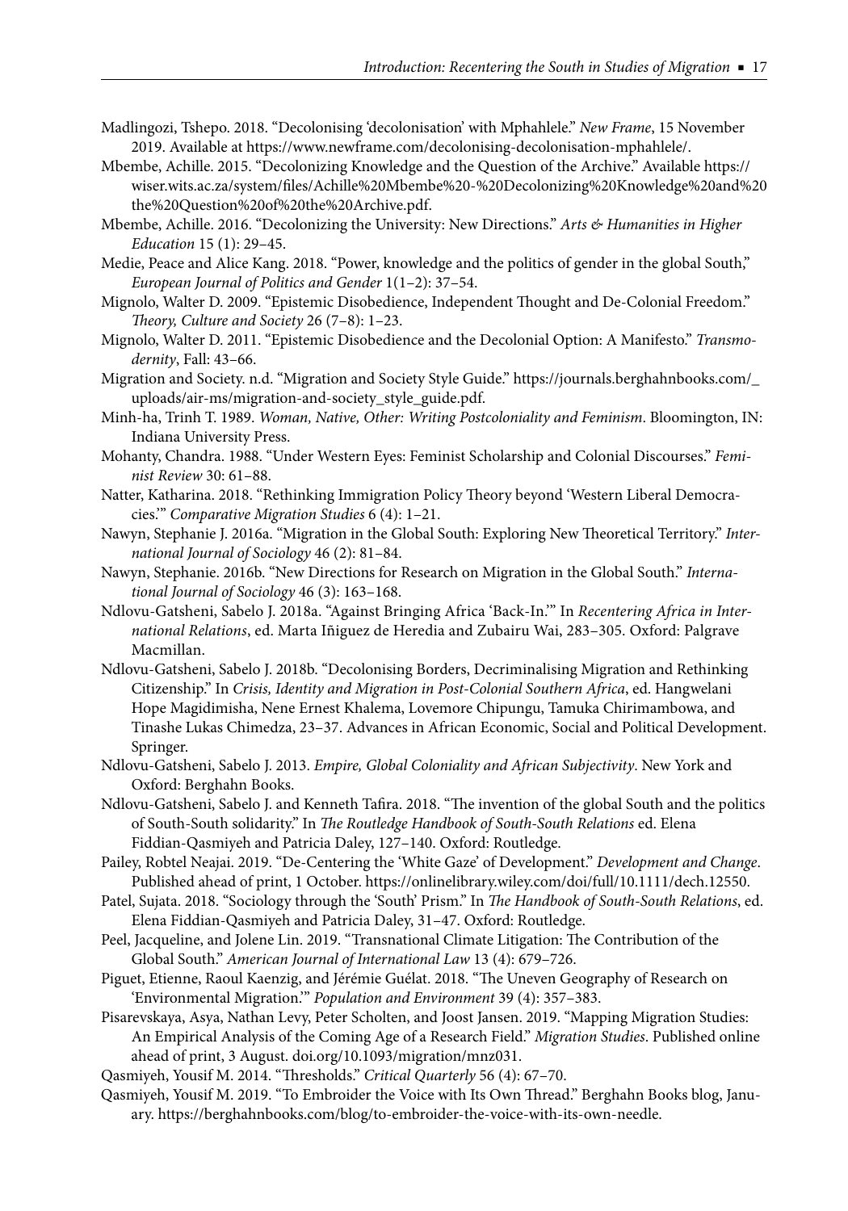Madlingozi, Tshepo. 2018. "Decolonising 'decolonisation' with Mphahlele." *New Frame*, 15 November 2019. Available at https://www.newframe.com/decolonising-decolonisation-mphahlele/.

Mbembe, Achille. 2015. "Decolonizing Knowledge and the Question of the Archive." Available https://wiser.wits.ac.za/system/files/Achille%20Mbembe%20-%20Decolonizing%20Knowledge%20and%20the%20Question%20of%20the%20Archive.pdf.

Mbembe, Achille. 2016. "Decolonizing the University: New Directions." *Arts & Humanities in Higher Education* 15 (1): 29–45.

Medie, Peace and Alice Kang. 2018. "Power, knowledge and the politics of gender in the global South," *European Journal of Politics and Gender* 1(1–2): 37–54.

Mignolo, Walter D. 2009. "Epistemic Disobedience, Independent Thought and De-Colonial Freedom." *Theory, Culture and Society* 26 (7–8): 1–23.

Mignolo, Walter D. 2011. "Epistemic Disobedience and the Decolonial Option: A Manifesto." *Transmodernity*, Fall: 43–66.

Migration and Society. n.d. "Migration and Society Style Guide." https://journals.berghahnbooks.com/_uploads/air-ms/migration-and-society_style_guide.pdf.

Minh-ha, Trinh T. 1989. *Woman, Native, Other: Writing Postcoloniality and Feminism*. Bloomington, IN: Indiana University Press.

Mohanty, Chandra. 1988. "Under Western Eyes: Feminist Scholarship and Colonial Discourses." *Feminist Review* 30: 61–88.

Natter, Katharina. 2018. "Rethinking Immigration Policy Theory beyond 'Western Liberal Democracies.'" *Comparative Migration Studies* 6 (4): 1–21.

Nawyn, Stephanie J. 2016a. "Migration in the Global South: Exploring New Theoretical Territory." *International Journal of Sociology* 46 (2): 81–84.

Nawyn, Stephanie. 2016b. "New Directions for Research on Migration in the Global South." *International Journal of Sociology* 46 (3): 163–168.

Ndlovu-Gatsheni, Sabelo J. 2018a. "Against Bringing Africa 'Back-In.'" In *Recentering Africa in International Relations*, ed. Marta Iñiguez de Heredia and Zubairu Wai, 283–305. Oxford: Palgrave Macmillan.

Ndlovu-Gatsheni, Sabelo J. 2018b. "Decolonising Borders, Decriminalising Migration and Rethinking Citizenship." In *Crisis, Identity and Migration in Post-Colonial Southern Africa*, ed. Hangwelani Hope Magidimisha, Nene Ernest Khalema, Lovemore Chipungu, Tamuka Chirimambowa, and Tinashe Lukas Chimedza, 23–37. Advances in African Economic, Social and Political Development. Springer.

Ndlovu-Gatsheni, Sabelo J. 2013. *Empire, Global Coloniality and African Subjectivity*. New York and Oxford: Berghahn Books.

Ndlovu-Gatsheni, Sabelo J. and Kenneth Tafira. 2018. "The invention of the global South and the politics of South-South solidarity." In *The Routledge Handbook of South-South Relations* ed. Elena Fiddian-Qasmiyeh and Patricia Daley, 127–140. Oxford: Routledge.

Pailey, Robtel Neajai. 2019. "De-Centering the 'White Gaze' of Development." *Development and Change*. Published ahead of print, 1 October. https://onlinelibrary.wiley.com/doi/full/10.1111/dech.12550.

Patel, Sujata. 2018. "Sociology through the 'South' Prism." In *The Handbook of South-South Relations*, ed. Elena Fiddian-Qasmiyeh and Patricia Daley, 31–47. Oxford: Routledge.

Peel, Jacqueline, and Jolene Lin. 2019. "Transnational Climate Litigation: The Contribution of the Global South." *American Journal of International Law* 13 (4): 679–726.

Piguet, Etienne, Raoul Kaenzig, and Jérémie Guélat. 2018. "The Uneven Geography of Research on 'Environmental Migration.'" *Population and Environment* 39 (4): 357–383.

Pisarevskaya, Asya, Nathan Levy, Peter Scholten, and Joost Jansen. 2019. "Mapping Migration Studies: An Empirical Analysis of the Coming Age of a Research Field." *Migration Studies*. Published online ahead of print, 3 August. doi.org/10.1093/migration/mnz031.

Qasmiyeh, Yousif M. 2014. "Thresholds." *Critical Quarterly* 56 (4): 67–70.

Qasmiyeh, Yousif M. 2019. "To Embroider the Voice with Its Own Thread." Berghahn Books blog, January. https://berghahnbooks.com/blog/to-embroider-the-voice-with-its-own-needle.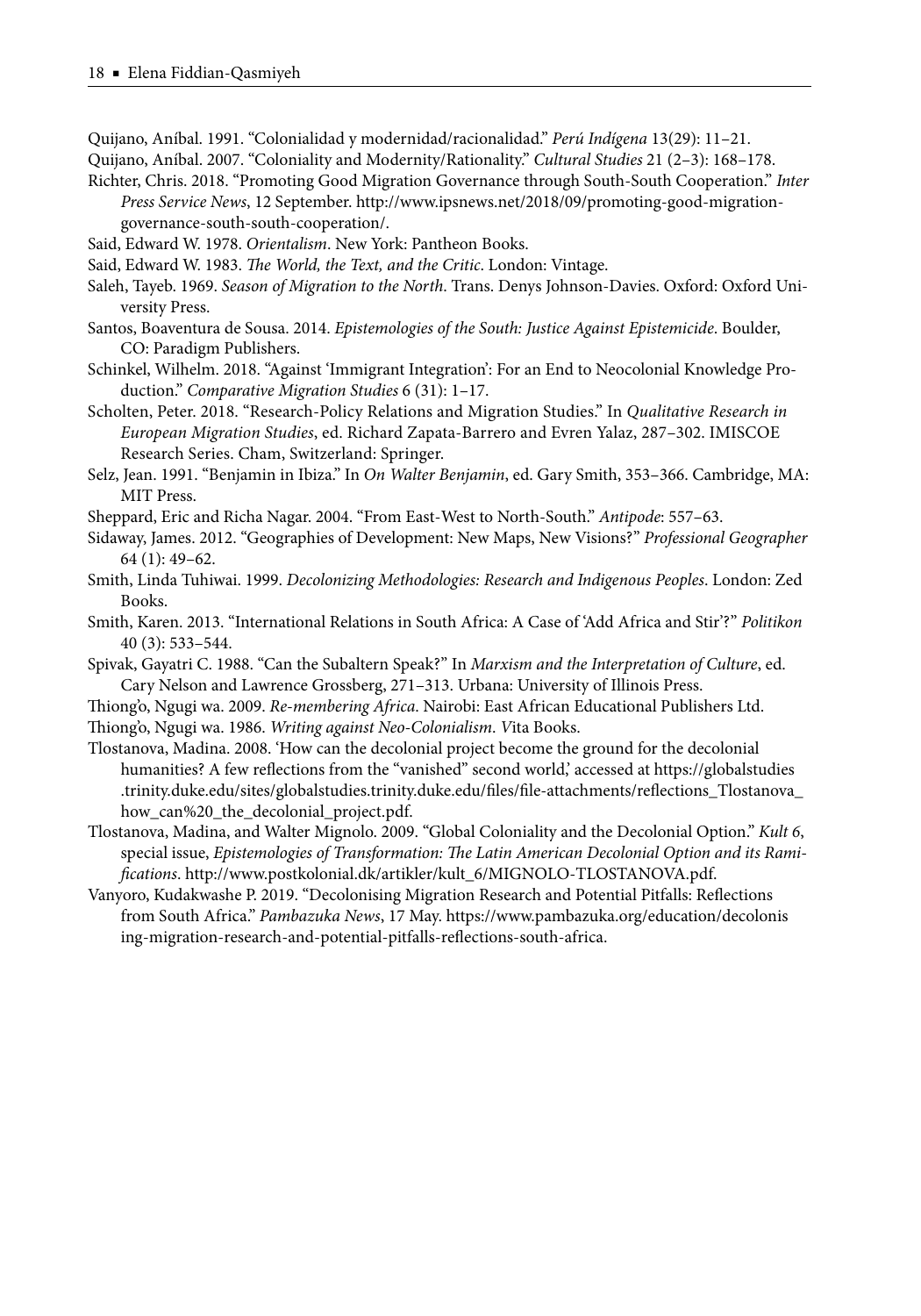Quijano, Aníbal. 1991. "Colonialidad y modernidad/racionalidad." *Perú Indígena* 13(29): 11–21.

Quijano, Aníbal. 2007. "Coloniality and Modernity/Rationality." *Cultural Studies* 21 (2–3): 168–178.

Richter, Chris. 2018. "Promoting Good Migration Governance through South-South Cooperation." *Inter Press Service News*, 12 September. http://www.ipsnews.net/2018/09/promoting-good-migration-governance-south-south-cooperation/.

Said, Edward W. 1978. *Orientalism*. New York: Pantheon Books.

Said, Edward W. 1983. *The World, the Text, and the Critic*. London: Vintage.

Saleh, Tayeb. 1969. *Season of Migration to the North*. Trans. Denys Johnson-Davies. Oxford: Oxford University Press.

Santos, Boaventura de Sousa. 2014. *Epistemologies of the South: Justice Against Epistemicide*. Boulder, CO: Paradigm Publishers.

Schinkel, Wilhelm. 2018. "Against 'Immigrant Integration': For an End to Neocolonial Knowledge Production." *Comparative Migration Studies* 6 (31): 1–17.

Scholten, Peter. 2018. "Research-Policy Relations and Migration Studies." In *Qualitative Research in European Migration Studies*, ed. Richard Zapata-Barrero and Evren Yalaz, 287–302. IMISCOE Research Series. Cham, Switzerland: Springer.

Selz, Jean. 1991. "Benjamin in Ibiza." In *On Walter Benjamin*, ed. Gary Smith, 353–366. Cambridge, MA: MIT Press.

Sheppard, Eric and Richa Nagar. 2004. "From East-West to North-South." *Antipode*: 557–63.

Sidaway, James. 2012. "Geographies of Development: New Maps, New Visions?" *Professional Geographer* 64 (1): 49–62.

Smith, Linda Tuhiwai. 1999. *Decolonizing Methodologies: Research and Indigenous Peoples*. London: Zed Books.

Smith, Karen. 2013. "International Relations in South Africa: A Case of 'Add Africa and Stir'?" *Politikon* 40 (3): 533–544.

Spivak, Gayatri C. 1988. "Can the Subaltern Speak?" In *Marxism and the Interpretation of Culture*, ed. Cary Nelson and Lawrence Grossberg, 271–313. Urbana: University of Illinois Press.

Thiong'o, Ngugi wa. 2009. *Re-membering Africa*. Nairobi: East African Educational Publishers Ltd.

Thiong'o, Ngugi wa. 1986. *Writing against Neo-Colonialism*. *V*ita Books.

Tlostanova, Madina. 2008. 'How can the decolonial project become the ground for the decolonial humanities? A few reflections from the "vanished" second world,' accessed at https://globalstudies.trinity.duke.edu/sites/globalstudies.trinity.duke.edu/files/file-attachments/reflections_Tlostanova_how_can%20_the_decolonial_project.pdf.

Tlostanova, Madina, and Walter Mignolo. 2009. "Global Coloniality and the Decolonial Option." *Kult 6*, special issue, *Epistemologies of Transformation: The Latin American Decolonial Option and its Ramifications*. http://www.postkolonial.dk/artikler/kult_6/MIGNOLO-TLOSTANOVA.pdf.

Vanyoro, Kudakwashe P. 2019. "Decolonising Migration Research and Potential Pitfalls: Reflections from South Africa." *Pambazuka News*, 17 May. https://www.pambazuka.org/education/decolonising-migration-research-and-potential-pitfalls-reflections-south-africa.